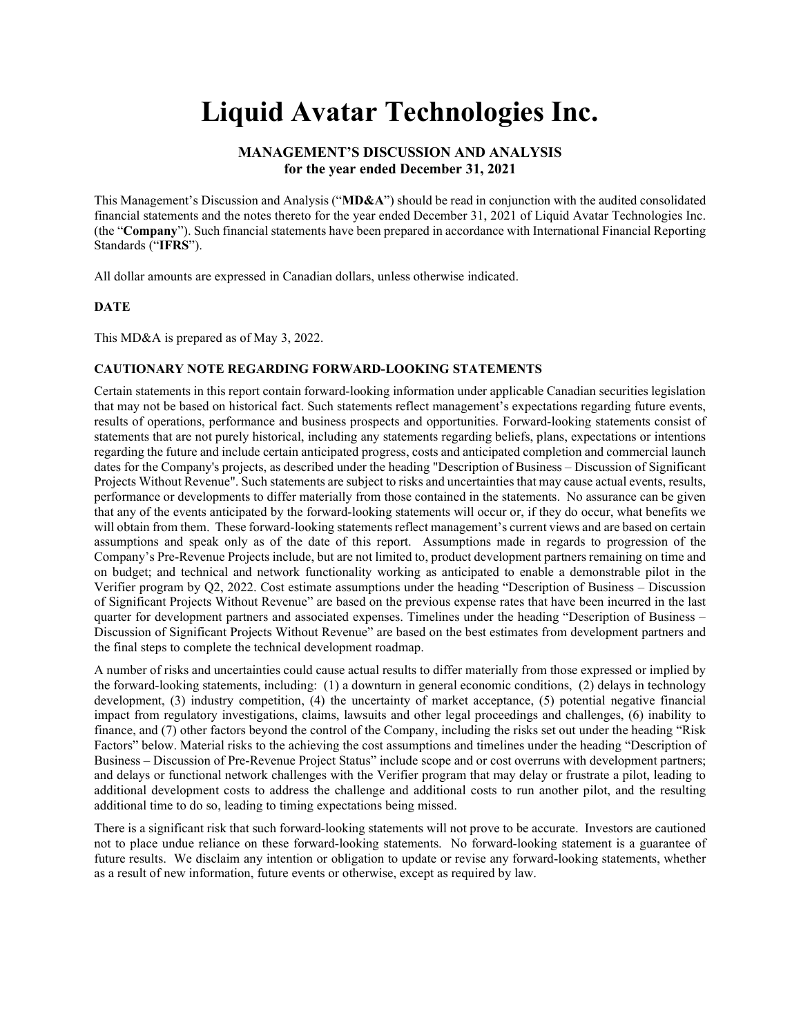# Liquid Avatar Technologies Inc.

## MANAGEMENT'S DISCUSSION AND ANALYSIS
## for the year ended December 31, 2021

This Management's Discussion and Analysis ("**MD&A**") should be read in conjunction with the audited consolidated financial statements and the notes thereto for the year ended December 31, 2021 of Liquid Avatar Technologies Inc. (the "**Company**"). Such financial statements have been prepared in accordance with International Financial Reporting Standards ("**IFRS**").

All dollar amounts are expressed in Canadian dollars, unless otherwise indicated.

### DATE

This MD&A is prepared as of May 3, 2022.

### CAUTIONARY NOTE REGARDING FORWARD-LOOKING STATEMENTS

Certain statements in this report contain forward-looking information under applicable Canadian securities legislation that may not be based on historical fact. Such statements reflect management's expectations regarding future events, results of operations, performance and business prospects and opportunities. Forward-looking statements consist of statements that are not purely historical, including any statements regarding beliefs, plans, expectations or intentions regarding the future and include certain anticipated progress, costs and anticipated completion and commercial launch dates for the Company's projects, as described under the heading "Description of Business – Discussion of Significant Projects Without Revenue". Such statements are subject to risks and uncertainties that may cause actual events, results, performance or developments to differ materially from those contained in the statements. No assurance can be given that any of the events anticipated by the forward-looking statements will occur or, if they do occur, what benefits we will obtain from them. These forward-looking statements reflect management's current views and are based on certain assumptions and speak only as of the date of this report. Assumptions made in regards to progression of the Company's Pre-Revenue Projects include, but are not limited to, product development partners remaining on time and on budget; and technical and network functionality working as anticipated to enable a demonstrable pilot in the Verifier program by Q2, 2022. Cost estimate assumptions under the heading "Description of Business – Discussion of Significant Projects Without Revenue" are based on the previous expense rates that have been incurred in the last quarter for development partners and associated expenses. Timelines under the heading "Description of Business – Discussion of Significant Projects Without Revenue" are based on the best estimates from development partners and the final steps to complete the technical development roadmap.

A number of risks and uncertainties could cause actual results to differ materially from those expressed or implied by the forward-looking statements, including: (1) a downturn in general economic conditions, (2) delays in technology development, (3) industry competition, (4) the uncertainty of market acceptance, (5) potential negative financial impact from regulatory investigations, claims, lawsuits and other legal proceedings and challenges, (6) inability to finance, and (7) other factors beyond the control of the Company, including the risks set out under the heading "Risk Factors" below. Material risks to the achieving the cost assumptions and timelines under the heading "Description of Business – Discussion of Pre-Revenue Project Status" include scope and or cost overruns with development partners; and delays or functional network challenges with the Verifier program that may delay or frustrate a pilot, leading to additional development costs to address the challenge and additional costs to run another pilot, and the resulting additional time to do so, leading to timing expectations being missed.

There is a significant risk that such forward-looking statements will not prove to be accurate. Investors are cautioned not to place undue reliance on these forward-looking statements. No forward-looking statement is a guarantee of future results. We disclaim any intention or obligation to update or revise any forward-looking statements, whether as a result of new information, future events or otherwise, except as required by law.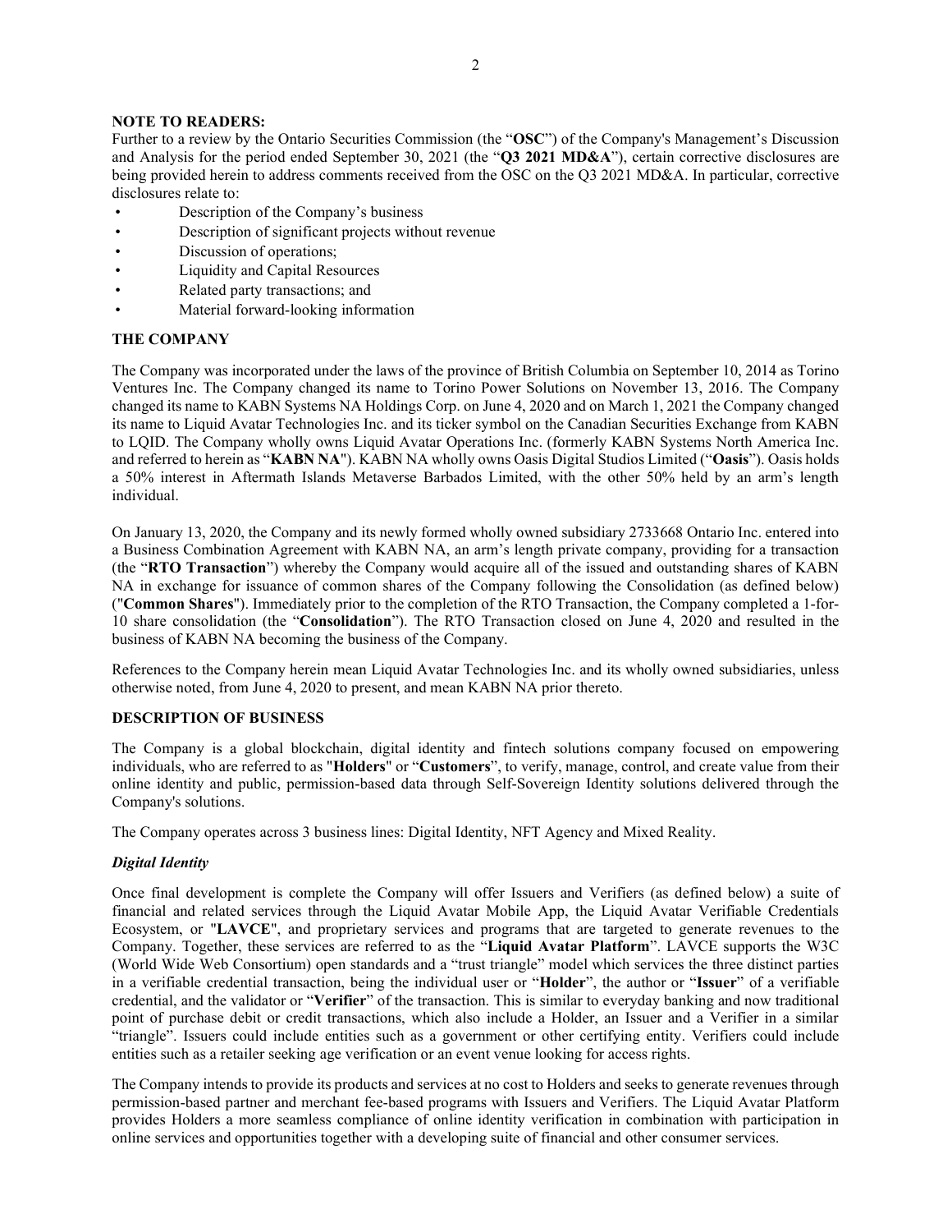**NOTE TO READERS:**
Further to a review by the Ontario Securities Commission (the "**OSC**") of the Company's Management's Discussion and Analysis for the period ended September 30, 2021 (the "**Q3 2021 MD&A**"), certain corrective disclosures are being provided herein to address comments received from the OSC on the Q3 2021 MD&A. In particular, corrective disclosures relate to:

- Description of the Company's business
- Description of significant projects without revenue
- Discussion of operations;
- Liquidity and Capital Resources
- Related party transactions; and
- Material forward-looking information

## THE COMPANY

The Company was incorporated under the laws of the province of British Columbia on September 10, 2014 as Torino Ventures Inc. The Company changed its name to Torino Power Solutions on November 13, 2016. The Company changed its name to KABN Systems NA Holdings Corp. on June 4, 2020 and on March 1, 2021 the Company changed its name to Liquid Avatar Technologies Inc. and its ticker symbol on the Canadian Securities Exchange from KABN to LQID. The Company wholly owns Liquid Avatar Operations Inc. (formerly KABN Systems North America Inc. and referred to herein as "**KABN NA**"). KABN NA wholly owns Oasis Digital Studios Limited ("**Oasis**"). Oasis holds a 50% interest in Aftermath Islands Metaverse Barbados Limited, with the other 50% held by an arm's length individual.

On January 13, 2020, the Company and its newly formed wholly owned subsidiary 2733668 Ontario Inc. entered into a Business Combination Agreement with KABN NA, an arm's length private company, providing for a transaction (the "**RTO Transaction**") whereby the Company would acquire all of the issued and outstanding shares of KABN NA in exchange for issuance of common shares of the Company following the Consolidation (as defined below) ("**Common Shares**"). Immediately prior to the completion of the RTO Transaction, the Company completed a 1-for-10 share consolidation (the "**Consolidation**"). The RTO Transaction closed on June 4, 2020 and resulted in the business of KABN NA becoming the business of the Company.

References to the Company herein mean Liquid Avatar Technologies Inc. and its wholly owned subsidiaries, unless otherwise noted, from June 4, 2020 to present, and mean KABN NA prior thereto.

## DESCRIPTION OF BUSINESS

The Company is a global blockchain, digital identity and fintech solutions company focused on empowering individuals, who are referred to as "**Holders**" or "**Customers**", to verify, manage, control, and create value from their online identity and public, permission-based data through Self-Sovereign Identity solutions delivered through the Company's solutions.

The Company operates across 3 business lines: Digital Identity, NFT Agency and Mixed Reality.

### *Digital Identity*

Once final development is complete the Company will offer Issuers and Verifiers (as defined below) a suite of financial and related services through the Liquid Avatar Mobile App, the Liquid Avatar Verifiable Credentials Ecosystem, or "**LAVCE**", and proprietary services and programs that are targeted to generate revenues to the Company. Together, these services are referred to as the "**Liquid Avatar Platform**". LAVCE supports the W3C (World Wide Web Consortium) open standards and a "trust triangle" model which services the three distinct parties in a verifiable credential transaction, being the individual user or "**Holder**", the author or "**Issuer**" of a verifiable credential, and the validator or "**Verifier**" of the transaction. This is similar to everyday banking and now traditional point of purchase debit or credit transactions, which also include a Holder, an Issuer and a Verifier in a similar "triangle". Issuers could include entities such as a government or other certifying entity. Verifiers could include entities such as a retailer seeking age verification or an event venue looking for access rights.

The Company intends to provide its products and services at no cost to Holders and seeks to generate revenues through permission-based partner and merchant fee-based programs with Issuers and Verifiers. The Liquid Avatar Platform provides Holders a more seamless compliance of online identity verification in combination with participation in online services and opportunities together with a developing suite of financial and other consumer services.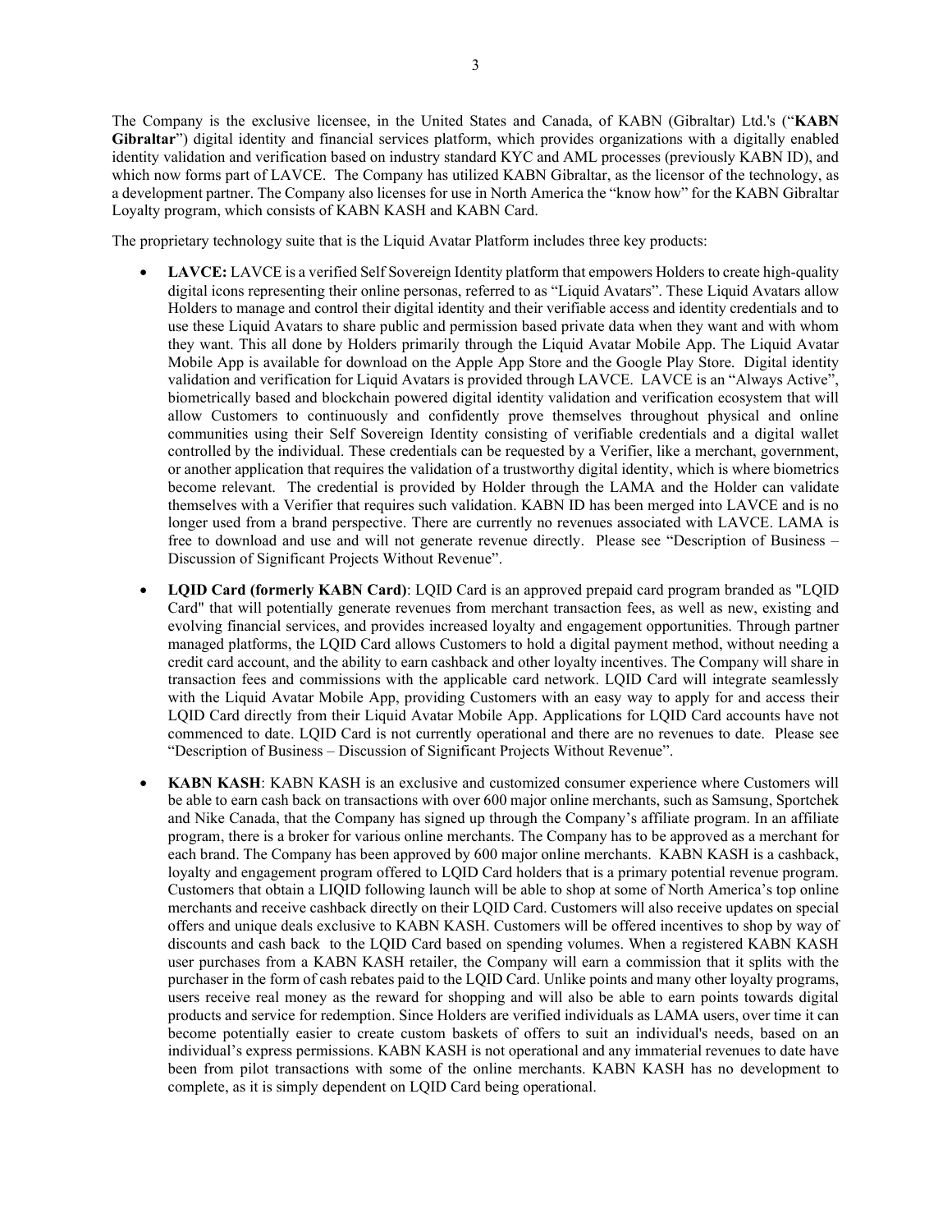The Company is the exclusive licensee, in the United States and Canada, of KABN (Gibraltar) Ltd.'s ("**KABN Gibraltar**") digital identity and financial services platform, which provides organizations with a digitally enabled identity validation and verification based on industry standard KYC and AML processes (previously KABN ID), and which now forms part of LAVCE. The Company has utilized KABN Gibraltar, as the licensor of the technology, as a development partner. The Company also licenses for use in North America the "know how" for the KABN Gibraltar Loyalty program, which consists of KABN KASH and KABN Card.

The proprietary technology suite that is the Liquid Avatar Platform includes three key products:

- **LAVCE:** LAVCE is a verified Self Sovereign Identity platform that empowers Holders to create high-quality digital icons representing their online personas, referred to as "Liquid Avatars". These Liquid Avatars allow Holders to manage and control their digital identity and their verifiable access and identity credentials and to use these Liquid Avatars to share public and permission based private data when they want and with whom they want. This all done by Holders primarily through the Liquid Avatar Mobile App. The Liquid Avatar Mobile App is available for download on the Apple App Store and the Google Play Store. Digital identity validation and verification for Liquid Avatars is provided through LAVCE. LAVCE is an "Always Active", biometrically based and blockchain powered digital identity validation and verification ecosystem that will allow Customers to continuously and confidently prove themselves throughout physical and online communities using their Self Sovereign Identity consisting of verifiable credentials and a digital wallet controlled by the individual. These credentials can be requested by a Verifier, like a merchant, government, or another application that requires the validation of a trustworthy digital identity, which is where biometrics become relevant. The credential is provided by Holder through the LAMA and the Holder can validate themselves with a Verifier that requires such validation. KABN ID has been merged into LAVCE and is no longer used from a brand perspective. There are currently no revenues associated with LAVCE. LAMA is free to download and use and will not generate revenue directly. Please see "Description of Business – Discussion of Significant Projects Without Revenue".

- **LQID Card (formerly KABN Card)**: LQID Card is an approved prepaid card program branded as "LQID Card" that will potentially generate revenues from merchant transaction fees, as well as new, existing and evolving financial services, and provides increased loyalty and engagement opportunities. Through partner managed platforms, the LQID Card allows Customers to hold a digital payment method, without needing a credit card account, and the ability to earn cashback and other loyalty incentives. The Company will share in transaction fees and commissions with the applicable card network. LQID Card will integrate seamlessly with the Liquid Avatar Mobile App, providing Customers with an easy way to apply for and access their LQID Card directly from their Liquid Avatar Mobile App. Applications for LQID Card accounts have not commenced to date. LQID Card is not currently operational and there are no revenues to date. Please see "Description of Business – Discussion of Significant Projects Without Revenue".

- **KABN KASH**: KABN KASH is an exclusive and customized consumer experience where Customers will be able to earn cash back on transactions with over 600 major online merchants, such as Samsung, Sportchek and Nike Canada, that the Company has signed up through the Company's affiliate program. In an affiliate program, there is a broker for various online merchants. The Company has to be approved as a merchant for each brand. The Company has been approved by 600 major online merchants. KABN KASH is a cashback, loyalty and engagement program offered to LQID Card holders that is a primary potential revenue program. Customers that obtain a LIQID following launch will be able to shop at some of North America's top online merchants and receive cashback directly on their LQID Card. Customers will also receive updates on special offers and unique deals exclusive to KABN KASH. Customers will be offered incentives to shop by way of discounts and cash back to the LQID Card based on spending volumes. When a registered KABN KASH user purchases from a KABN KASH retailer, the Company will earn a commission that it splits with the purchaser in the form of cash rebates paid to the LQID Card. Unlike points and many other loyalty programs, users receive real money as the reward for shopping and will also be able to earn points towards digital products and service for redemption. Since Holders are verified individuals as LAMA users, over time it can become potentially easier to create custom baskets of offers to suit an individual's needs, based on an individual's express permissions. KABN KASH is not operational and any immaterial revenues to date have been from pilot transactions with some of the online merchants. KABN KASH has no development to complete, as it is simply dependent on LQID Card being operational.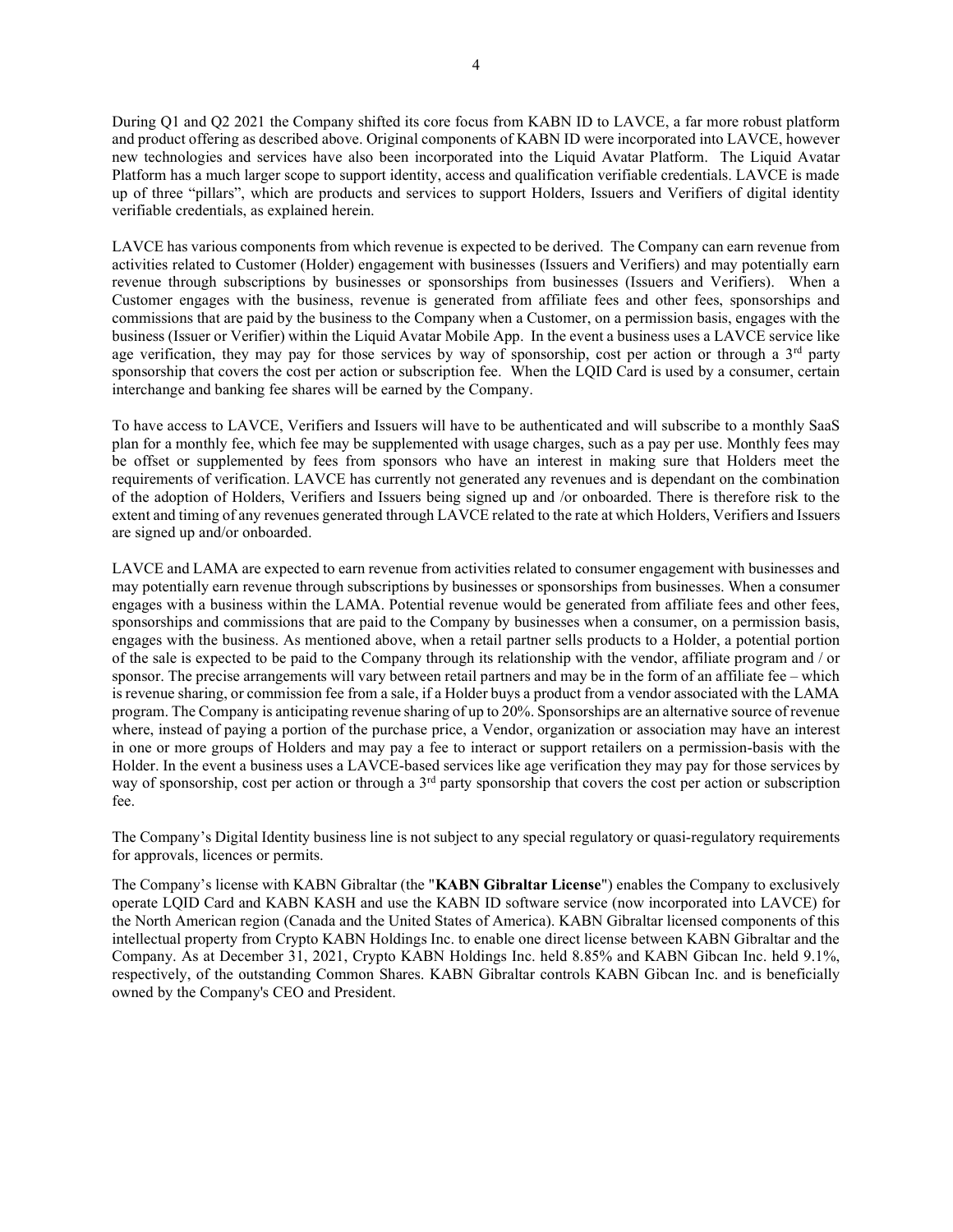During Q1 and Q2 2021 the Company shifted its core focus from KABN ID to LAVCE, a far more robust platform and product offering as described above. Original components of KABN ID were incorporated into LAVCE, however new technologies and services have also been incorporated into the Liquid Avatar Platform. The Liquid Avatar Platform has a much larger scope to support identity, access and qualification verifiable credentials. LAVCE is made up of three "pillars", which are products and services to support Holders, Issuers and Verifiers of digital identity verifiable credentials, as explained herein.

LAVCE has various components from which revenue is expected to be derived. The Company can earn revenue from activities related to Customer (Holder) engagement with businesses (Issuers and Verifiers) and may potentially earn revenue through subscriptions by businesses or sponsorships from businesses (Issuers and Verifiers). When a Customer engages with the business, revenue is generated from affiliate fees and other fees, sponsorships and commissions that are paid by the business to the Company when a Customer, on a permission basis, engages with the business (Issuer or Verifier) within the Liquid Avatar Mobile App. In the event a business uses a LAVCE service like age verification, they may pay for those services by way of sponsorship, cost per action or through a 3rd party sponsorship that covers the cost per action or subscription fee. When the LQID Card is used by a consumer, certain interchange and banking fee shares will be earned by the Company.

To have access to LAVCE, Verifiers and Issuers will have to be authenticated and will subscribe to a monthly SaaS plan for a monthly fee, which fee may be supplemented with usage charges, such as a pay per use. Monthly fees may be offset or supplemented by fees from sponsors who have an interest in making sure that Holders meet the requirements of verification. LAVCE has currently not generated any revenues and is dependant on the combination of the adoption of Holders, Verifiers and Issuers being signed up and /or onboarded. There is therefore risk to the extent and timing of any revenues generated through LAVCE related to the rate at which Holders, Verifiers and Issuers are signed up and/or onboarded.

LAVCE and LAMA are expected to earn revenue from activities related to consumer engagement with businesses and may potentially earn revenue through subscriptions by businesses or sponsorships from businesses. When a consumer engages with a business within the LAMA. Potential revenue would be generated from affiliate fees and other fees, sponsorships and commissions that are paid to the Company by businesses when a consumer, on a permission basis, engages with the business. As mentioned above, when a retail partner sells products to a Holder, a potential portion of the sale is expected to be paid to the Company through its relationship with the vendor, affiliate program and / or sponsor. The precise arrangements will vary between retail partners and may be in the form of an affiliate fee – which is revenue sharing, or commission fee from a sale, if a Holder buys a product from a vendor associated with the LAMA program. The Company is anticipating revenue sharing of up to 20%. Sponsorships are an alternative source of revenue where, instead of paying a portion of the purchase price, a Vendor, organization or association may have an interest in one or more groups of Holders and may pay a fee to interact or support retailers on a permission-basis with the Holder. In the event a business uses a LAVCE-based services like age verification they may pay for those services by way of sponsorship, cost per action or through a 3rd party sponsorship that covers the cost per action or subscription fee.

The Company's Digital Identity business line is not subject to any special regulatory or quasi-regulatory requirements for approvals, licences or permits.

The Company's license with KABN Gibraltar (the "**KABN Gibraltar License**") enables the Company to exclusively operate LQID Card and KABN KASH and use the KABN ID software service (now incorporated into LAVCE) for the North American region (Canada and the United States of America). KABN Gibraltar licensed components of this intellectual property from Crypto KABN Holdings Inc. to enable one direct license between KABN Gibraltar and the Company. As at December 31, 2021, Crypto KABN Holdings Inc. held 8.85% and KABN Gibcan Inc. held 9.1%, respectively, of the outstanding Common Shares. KABN Gibraltar controls KABN Gibcan Inc. and is beneficially owned by the Company's CEO and President.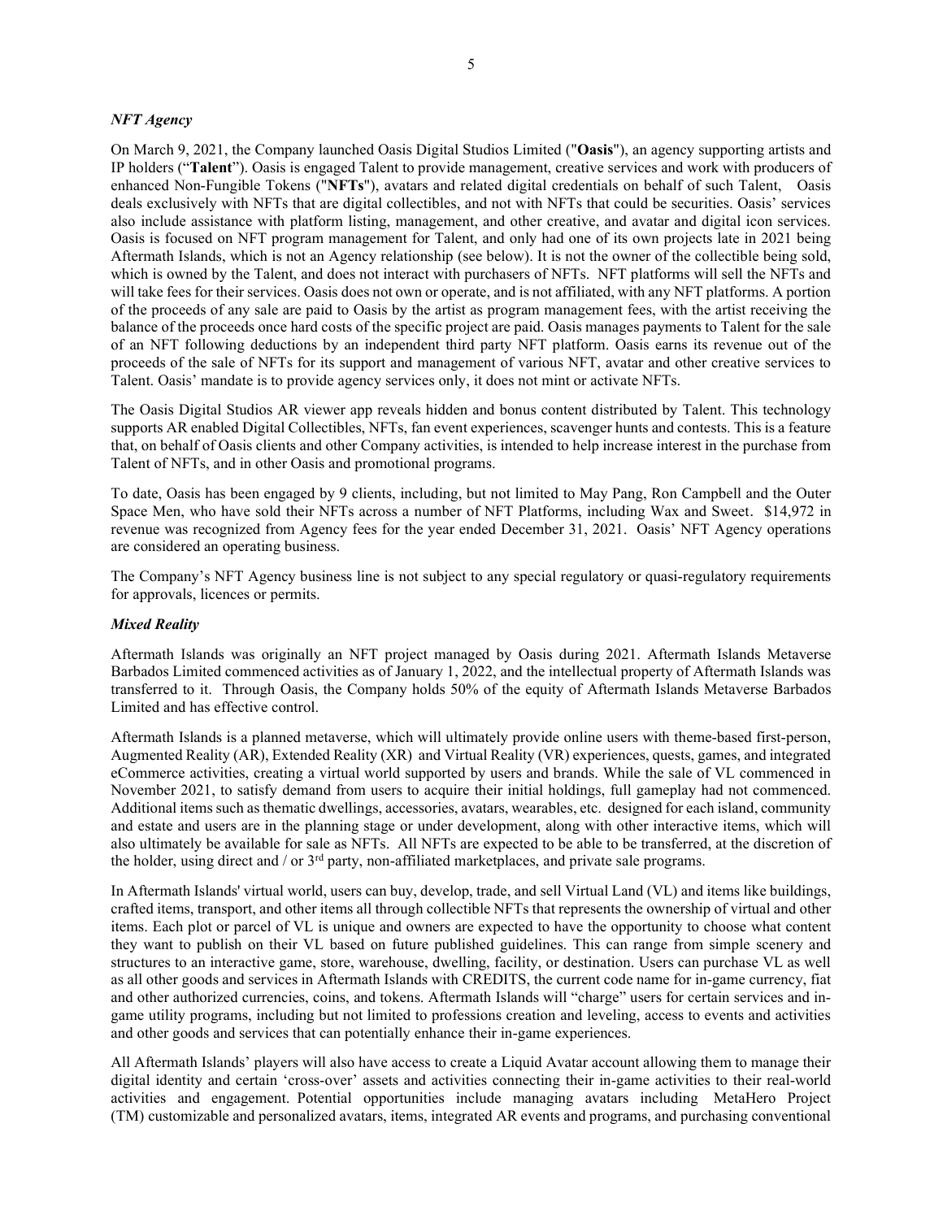### *NFT Agency*

On March 9, 2021, the Company launched Oasis Digital Studios Limited ("**Oasis**"), an agency supporting artists and IP holders ("**Talent**"). Oasis is engaged Talent to provide management, creative services and work with producers of enhanced Non-Fungible Tokens ("**NFTs**"), avatars and related digital credentials on behalf of such Talent, Oasis deals exclusively with NFTs that are digital collectibles, and not with NFTs that could be securities. Oasis' services also include assistance with platform listing, management, and other creative, and avatar and digital icon services. Oasis is focused on NFT program management for Talent, and only had one of its own projects late in 2021 being Aftermath Islands, which is not an Agency relationship (see below). It is not the owner of the collectible being sold, which is owned by the Talent, and does not interact with purchasers of NFTs. NFT platforms will sell the NFTs and will take fees for their services. Oasis does not own or operate, and is not affiliated, with any NFT platforms. A portion of the proceeds of any sale are paid to Oasis by the artist as program management fees, with the artist receiving the balance of the proceeds once hard costs of the specific project are paid. Oasis manages payments to Talent for the sale of an NFT following deductions by an independent third party NFT platform. Oasis earns its revenue out of the proceeds of the sale of NFTs for its support and management of various NFT, avatar and other creative services to Talent. Oasis' mandate is to provide agency services only, it does not mint or activate NFTs.

The Oasis Digital Studios AR viewer app reveals hidden and bonus content distributed by Talent. This technology supports AR enabled Digital Collectibles, NFTs, fan event experiences, scavenger hunts and contests. This is a feature that, on behalf of Oasis clients and other Company activities, is intended to help increase interest in the purchase from Talent of NFTs, and in other Oasis and promotional programs.

To date, Oasis has been engaged by 9 clients, including, but not limited to May Pang, Ron Campbell and the Outer Space Men, who have sold their NFTs across a number of NFT Platforms, including Wax and Sweet. $14,972 in revenue was recognized from Agency fees for the year ended December 31, 2021. Oasis' NFT Agency operations are considered an operating business.

The Company's NFT Agency business line is not subject to any special regulatory or quasi-regulatory requirements for approvals, licences or permits.

### *Mixed Reality*

Aftermath Islands was originally an NFT project managed by Oasis during 2021. Aftermath Islands Metaverse Barbados Limited commenced activities as of January 1, 2022, and the intellectual property of Aftermath Islands was transferred to it. Through Oasis, the Company holds 50% of the equity of Aftermath Islands Metaverse Barbados Limited and has effective control.

Aftermath Islands is a planned metaverse, which will ultimately provide online users with theme-based first-person, Augmented Reality (AR), Extended Reality (XR) and Virtual Reality (VR) experiences, quests, games, and integrated eCommerce activities, creating a virtual world supported by users and brands. While the sale of VL commenced in November 2021, to satisfy demand from users to acquire their initial holdings, full gameplay had not commenced. Additional items such as thematic dwellings, accessories, avatars, wearables, etc. designed for each island, community and estate and users are in the planning stage or under development, along with other interactive items, which will also ultimately be available for sale as NFTs. All NFTs are expected to be able to be transferred, at the discretion of the holder, using direct and / or 3rd party, non-affiliated marketplaces, and private sale programs.

In Aftermath Islands' virtual world, users can buy, develop, trade, and sell Virtual Land (VL) and items like buildings, crafted items, transport, and other items all through collectible NFTs that represents the ownership of virtual and other items. Each plot or parcel of VL is unique and owners are expected to have the opportunity to choose what content they want to publish on their VL based on future published guidelines. This can range from simple scenery and structures to an interactive game, store, warehouse, dwelling, facility, or destination. Users can purchase VL as well as all other goods and services in Aftermath Islands with CREDITS, the current code name for in-game currency, fiat and other authorized currencies, coins, and tokens. Aftermath Islands will "charge" users for certain services and in-game utility programs, including but not limited to professions creation and leveling, access to events and activities and other goods and services that can potentially enhance their in-game experiences.

All Aftermath Islands' players will also have access to create a Liquid Avatar account allowing them to manage their digital identity and certain 'cross-over' assets and activities connecting their in-game activities to their real-world activities and engagement. Potential opportunities include managing avatars including MetaHero Project (TM) customizable and personalized avatars, items, integrated AR events and programs, and purchasing conventional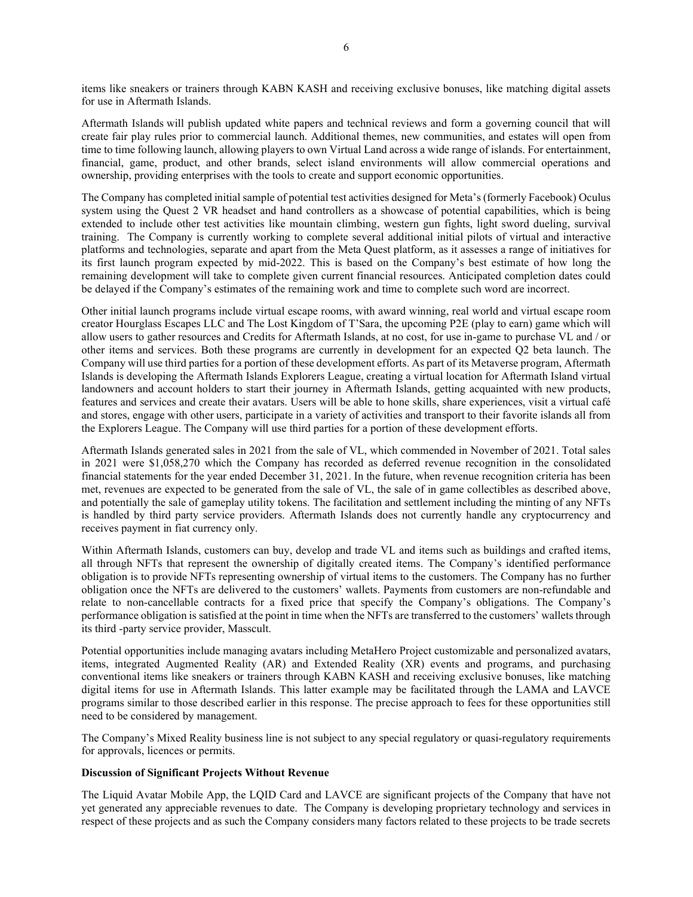items like sneakers or trainers through KABN KASH and receiving exclusive bonuses, like matching digital assets for use in Aftermath Islands.

Aftermath Islands will publish updated white papers and technical reviews and form a governing council that will create fair play rules prior to commercial launch. Additional themes, new communities, and estates will open from time to time following launch, allowing players to own Virtual Land across a wide range of islands. For entertainment, financial, game, product, and other brands, select island environments will allow commercial operations and ownership, providing enterprises with the tools to create and support economic opportunities.

The Company has completed initial sample of potential test activities designed for Meta's (formerly Facebook) Oculus system using the Quest 2 VR headset and hand controllers as a showcase of potential capabilities, which is being extended to include other test activities like mountain climbing, western gun fights, light sword dueling, survival training. The Company is currently working to complete several additional initial pilots of virtual and interactive platforms and technologies, separate and apart from the Meta Quest platform, as it assesses a range of initiatives for its first launch program expected by mid-2022. This is based on the Company's best estimate of how long the remaining development will take to complete given current financial resources. Anticipated completion dates could be delayed if the Company's estimates of the remaining work and time to complete such word are incorrect.

Other initial launch programs include virtual escape rooms, with award winning, real world and virtual escape room creator Hourglass Escapes LLC and The Lost Kingdom of T'Sara, the upcoming P2E (play to earn) game which will allow users to gather resources and Credits for Aftermath Islands, at no cost, for use in-game to purchase VL and / or other items and services. Both these programs are currently in development for an expected Q2 beta launch. The Company will use third parties for a portion of these development efforts. As part of its Metaverse program, Aftermath Islands is developing the Aftermath Islands Explorers League, creating a virtual location for Aftermath Island virtual landowners and account holders to start their journey in Aftermath Islands, getting acquainted with new products, features and services and create their avatars. Users will be able to hone skills, share experiences, visit a virtual café and stores, engage with other users, participate in a variety of activities and transport to their favorite islands all from the Explorers League. The Company will use third parties for a portion of these development efforts.

Aftermath Islands generated sales in 2021 from the sale of VL, which commended in November of 2021. Total sales in 2021 were $1,058,270 which the Company has recorded as deferred revenue recognition in the consolidated financial statements for the year ended December 31, 2021. In the future, when revenue recognition criteria has been met, revenues are expected to be generated from the sale of VL, the sale of in game collectibles as described above, and potentially the sale of gameplay utility tokens. The facilitation and settlement including the minting of any NFTs is handled by third party service providers. Aftermath Islands does not currently handle any cryptocurrency and receives payment in fiat currency only.

Within Aftermath Islands, customers can buy, develop and trade VL and items such as buildings and crafted items, all through NFTs that represent the ownership of digitally created items. The Company's identified performance obligation is to provide NFTs representing ownership of virtual items to the customers. The Company has no further obligation once the NFTs are delivered to the customers' wallets. Payments from customers are non-refundable and relate to non-cancellable contracts for a fixed price that specify the Company's obligations. The Company's performance obligation is satisfied at the point in time when the NFTs are transferred to the customers' wallets through its third -party service provider, Masscult.

Potential opportunities include managing avatars including MetaHero Project customizable and personalized avatars, items, integrated Augmented Reality (AR) and Extended Reality (XR) events and programs, and purchasing conventional items like sneakers or trainers through KABN KASH and receiving exclusive bonuses, like matching digital items for use in Aftermath Islands. This latter example may be facilitated through the LAMA and LAVCE programs similar to those described earlier in this response. The precise approach to fees for these opportunities still need to be considered by management.

The Company's Mixed Reality business line is not subject to any special regulatory or quasi-regulatory requirements for approvals, licences or permits.

**Discussion of Significant Projects Without Revenue**

The Liquid Avatar Mobile App, the LQID Card and LAVCE are significant projects of the Company that have not yet generated any appreciable revenues to date. The Company is developing proprietary technology and services in respect of these projects and as such the Company considers many factors related to these projects to be trade secrets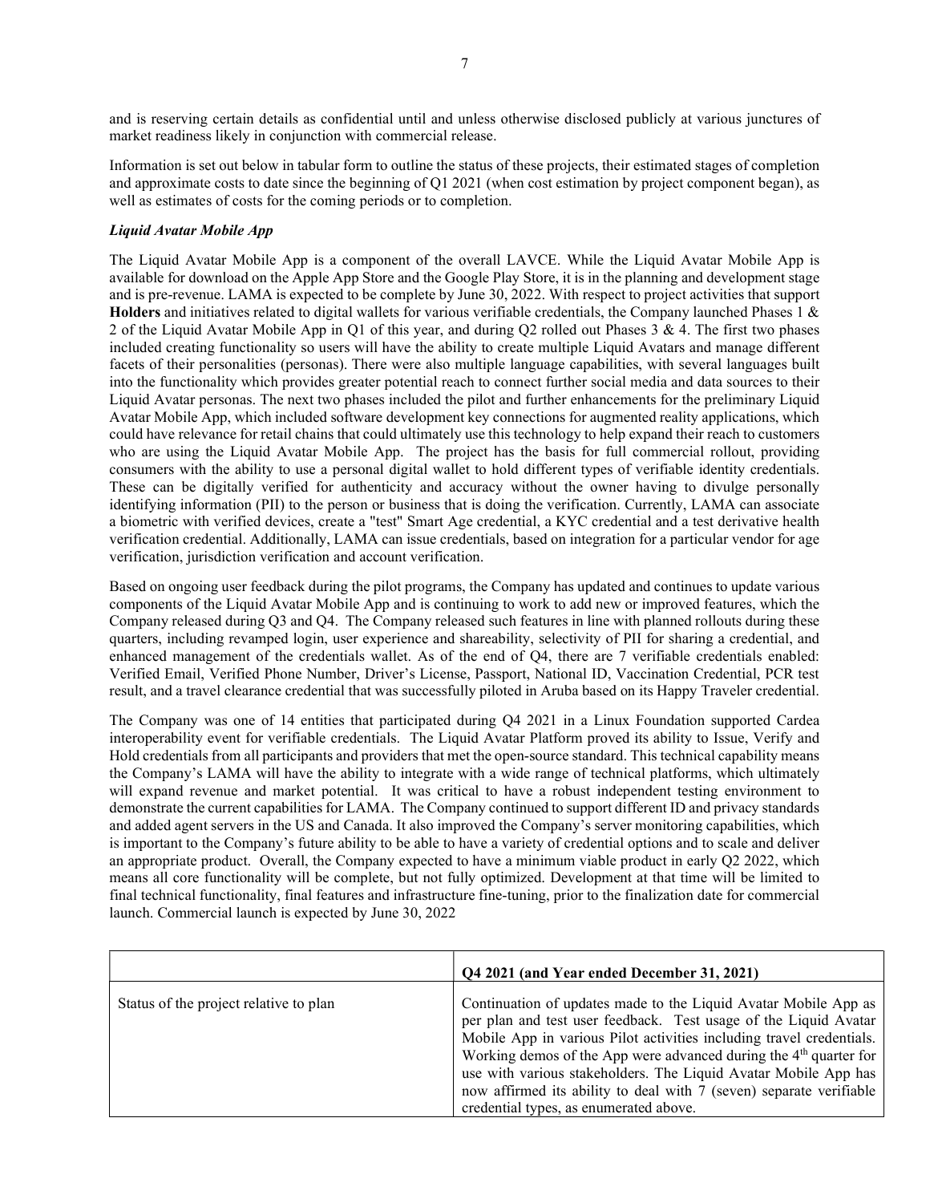and is reserving certain details as confidential until and unless otherwise disclosed publicly at various junctures of market readiness likely in conjunction with commercial release.

Information is set out below in tabular form to outline the status of these projects, their estimated stages of completion and approximate costs to date since the beginning of Q1 2021 (when cost estimation by project component began), as well as estimates of costs for the coming periods or to completion.

***Liquid Avatar Mobile App***

The Liquid Avatar Mobile App is a component of the overall LAVCE. While the Liquid Avatar Mobile App is available for download on the Apple App Store and the Google Play Store, it is in the planning and development stage and is pre-revenue. LAMA is expected to be complete by June 30, 2022. With respect to project activities that support **Holders** and initiatives related to digital wallets for various verifiable credentials, the Company launched Phases 1 & 2 of the Liquid Avatar Mobile App in Q1 of this year, and during Q2 rolled out Phases 3 & 4. The first two phases included creating functionality so users will have the ability to create multiple Liquid Avatars and manage different facets of their personalities (personas). There were also multiple language capabilities, with several languages built into the functionality which provides greater potential reach to connect further social media and data sources to their Liquid Avatar personas. The next two phases included the pilot and further enhancements for the preliminary Liquid Avatar Mobile App, which included software development key connections for augmented reality applications, which could have relevance for retail chains that could ultimately use this technology to help expand their reach to customers who are using the Liquid Avatar Mobile App. The project has the basis for full commercial rollout, providing consumers with the ability to use a personal digital wallet to hold different types of verifiable identity credentials. These can be digitally verified for authenticity and accuracy without the owner having to divulge personally identifying information (PII) to the person or business that is doing the verification. Currently, LAMA can associate a biometric with verified devices, create a "test" Smart Age credential, a KYC credential and a test derivative health verification credential. Additionally, LAMA can issue credentials, based on integration for a particular vendor for age verification, jurisdiction verification and account verification.

Based on ongoing user feedback during the pilot programs, the Company has updated and continues to update various components of the Liquid Avatar Mobile App and is continuing to work to add new or improved features, which the Company released during Q3 and Q4. The Company released such features in line with planned rollouts during these quarters, including revamped login, user experience and shareability, selectivity of PII for sharing a credential, and enhanced management of the credentials wallet. As of the end of Q4, there are 7 verifiable credentials enabled: Verified Email, Verified Phone Number, Driver's License, Passport, National ID, Vaccination Credential, PCR test result, and a travel clearance credential that was successfully piloted in Aruba based on its Happy Traveler credential.

The Company was one of 14 entities that participated during Q4 2021 in a Linux Foundation supported Cardea interoperability event for verifiable credentials. The Liquid Avatar Platform proved its ability to Issue, Verify and Hold credentials from all participants and providers that met the open-source standard. This technical capability means the Company's LAMA will have the ability to integrate with a wide range of technical platforms, which ultimately will expand revenue and market potential. It was critical to have a robust independent testing environment to demonstrate the current capabilities for LAMA. The Company continued to support different ID and privacy standards and added agent servers in the US and Canada. It also improved the Company's server monitoring capabilities, which is important to the Company's future ability to be able to have a variety of credential options and to scale and deliver an appropriate product. Overall, the Company expected to have a minimum viable product in early Q2 2022, which means all core functionality will be complete, but not fully optimized. Development at that time will be limited to final technical functionality, final features and infrastructure fine-tuning, prior to the finalization date for commercial launch. Commercial launch is expected by June 30, 2022

| | **Q4 2021 (and Year ended December 31, 2021)** |
|---|---|
| Status of the project relative to plan | Continuation of updates made to the Liquid Avatar Mobile App as per plan and test user feedback. Test usage of the Liquid Avatar Mobile App in various Pilot activities including travel credentials. Working demos of the App were advanced during the 4th quarter for use with various stakeholders. The Liquid Avatar Mobile App has now affirmed its ability to deal with 7 (seven) separate verifiable credential types, as enumerated above. |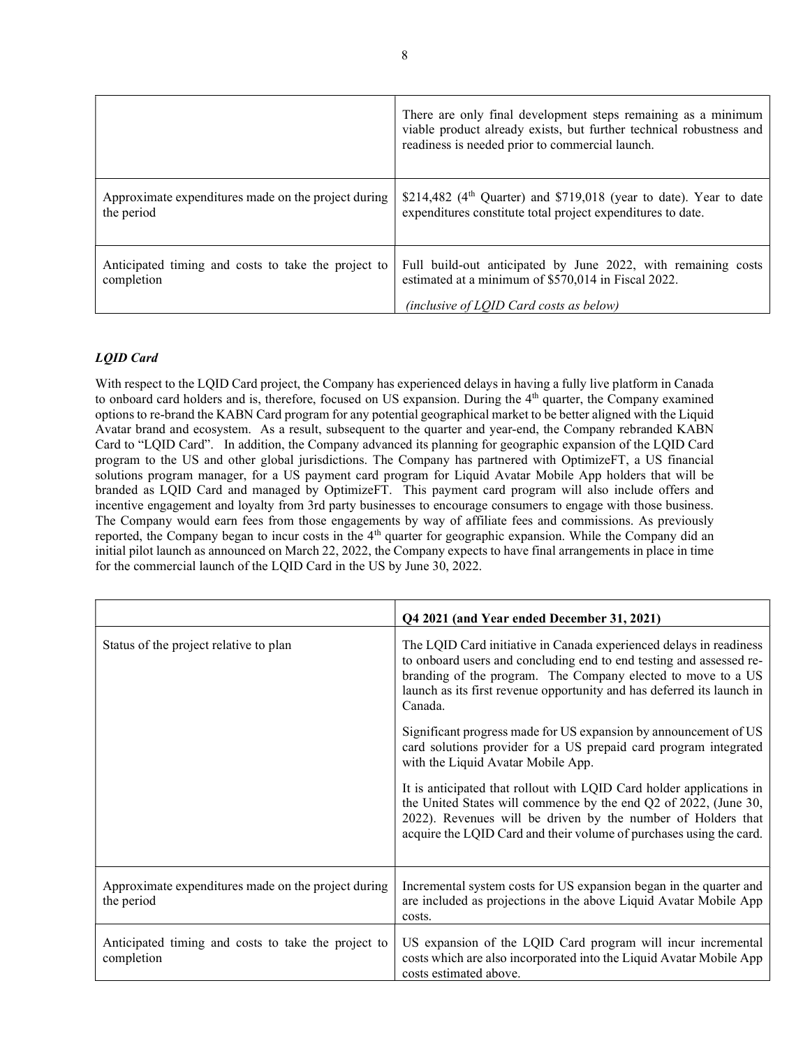| | |
|---|---|
| | There are only final development steps remaining as a minimum viable product already exists, but further technical robustness and readiness is needed prior to commercial launch. |
| Approximate expenditures made on the project during the period | \$214,482 (4th Quarter) and \$719,018 (year to date). Year to date expenditures constitute total project expenditures to date. |
| Anticipated timing and costs to take the project to completion | Full build-out anticipated by June 2022, with remaining costs estimated at a minimum of \$570,014 in Fiscal 2022. *(inclusive of LQID Card costs as below)* |

### *LQID Card*

With respect to the LQID Card project, the Company has experienced delays in having a fully live platform in Canada to onboard card holders and is, therefore, focused on US expansion. During the 4th quarter, the Company examined options to re-brand the KABN Card program for any potential geographical market to be better aligned with the Liquid Avatar brand and ecosystem. As a result, subsequent to the quarter and year-end, the Company rebranded KABN Card to "LQID Card". In addition, the Company advanced its planning for geographic expansion of the LQID Card program to the US and other global jurisdictions. The Company has partnered with OptimizeFT, a US financial solutions program manager, for a US payment card program for Liquid Avatar Mobile App holders that will be branded as LQID Card and managed by OptimizeFT. This payment card program will also include offers and incentive engagement and loyalty from 3rd party businesses to encourage consumers to engage with those business. The Company would earn fees from those engagements by way of affiliate fees and commissions. As previously reported, the Company began to incur costs in the 4th quarter for geographic expansion. While the Company did an initial pilot launch as announced on March 22, 2022, the Company expects to have final arrangements in place in time for the commercial launch of the LQID Card in the US by June 30, 2022.

| | Q4 2021 (and Year ended December 31, 2021) |
|---|---|
| Status of the project relative to plan | The LQID Card initiative in Canada experienced delays in readiness to onboard users and concluding end to end testing and assessed re-branding of the program. The Company elected to move to a US launch as its first revenue opportunity and has deferred its launch in Canada.<br><br>Significant progress made for US expansion by announcement of US card solutions provider for a US prepaid card program integrated with the Liquid Avatar Mobile App.<br><br>It is anticipated that rollout with LQID Card holder applications in the United States will commence by the end Q2 of 2022, (June 30, 2022). Revenues will be driven by the number of Holders that acquire the LQID Card and their volume of purchases using the card. |
| Approximate expenditures made on the project during the period | Incremental system costs for US expansion began in the quarter and are included as projections in the above Liquid Avatar Mobile App costs. |
| Anticipated timing and costs to take the project to completion | US expansion of the LQID Card program will incur incremental costs which are also incorporated into the Liquid Avatar Mobile App costs estimated above. |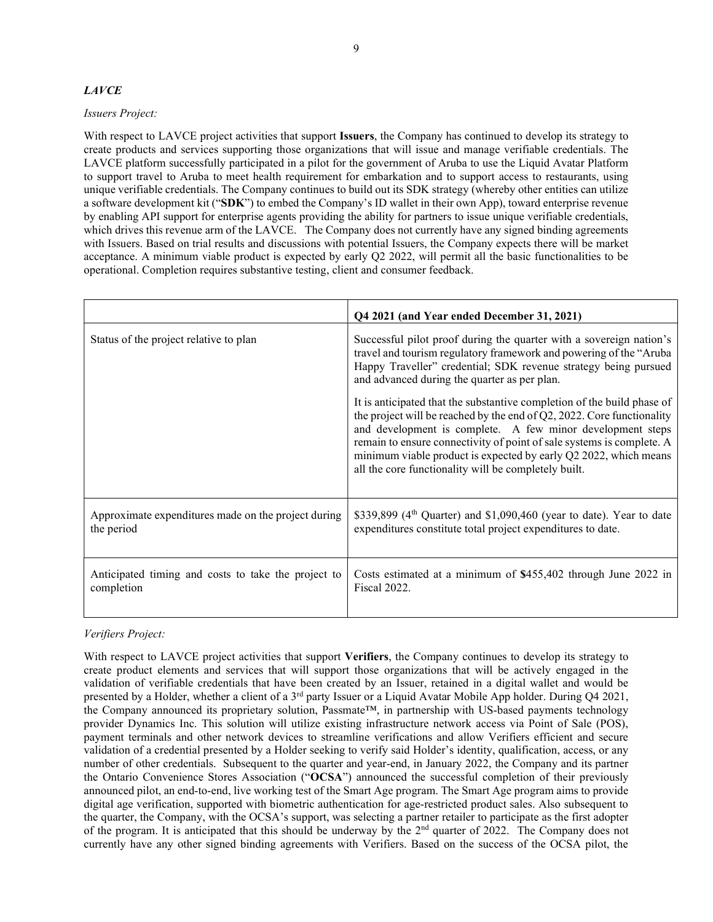### *LAVCE*

*Issuers Project:*

With respect to LAVCE project activities that support **Issuers**, the Company has continued to develop its strategy to create products and services supporting those organizations that will issue and manage verifiable credentials. The LAVCE platform successfully participated in a pilot for the government of Aruba to use the Liquid Avatar Platform to support travel to Aruba to meet health requirement for embarkation and to support access to restaurants, using unique verifiable credentials. The Company continues to build out its SDK strategy (whereby other entities can utilize a software development kit ("**SDK**") to embed the Company's ID wallet in their own App), toward enterprise revenue by enabling API support for enterprise agents providing the ability for partners to issue unique verifiable credentials, which drives this revenue arm of the LAVCE. The Company does not currently have any signed binding agreements with Issuers. Based on trial results and discussions with potential Issuers, the Company expects there will be market acceptance. A minimum viable product is expected by early Q2 2022, will permit all the basic functionalities to be operational. Completion requires substantive testing, client and consumer feedback.

| | **Q4 2021 (and Year ended December 31, 2021)** |
|---|---|
| Status of the project relative to plan | Successful pilot proof during the quarter with a sovereign nation's travel and tourism regulatory framework and powering of the "Aruba Happy Traveller" credential; SDK revenue strategy being pursued and advanced during the quarter as per plan.<br><br>It is anticipated that the substantive completion of the build phase of the project will be reached by the end of Q2, 2022. Core functionality and development is complete. A few minor development steps remain to ensure connectivity of point of sale systems is complete. A minimum viable product is expected by early Q2 2022, which means all the core functionality will be completely built. |
| Approximate expenditures made on the project during the period | \$339,899 (4th Quarter) and \$1,090,460 (year to date). Year to date expenditures constitute total project expenditures to date. |
| Anticipated timing and costs to take the project to completion | Costs estimated at a minimum of **$**455,402 through June 2022 in Fiscal 2022. |

*Verifiers Project:*

With respect to LAVCE project activities that support **Verifiers**, the Company continues to develop its strategy to create product elements and services that will support those organizations that will be actively engaged in the validation of verifiable credentials that have been created by an Issuer, retained in a digital wallet and would be presented by a Holder, whether a client of a 3rd party Issuer or a Liquid Avatar Mobile App holder. During Q4 2021, the Company announced its proprietary solution, Passmate™, in partnership with US-based payments technology provider Dynamics Inc. This solution will utilize existing infrastructure network access via Point of Sale (POS), payment terminals and other network devices to streamline verifications and allow Verifiers efficient and secure validation of a credential presented by a Holder seeking to verify said Holder's identity, qualification, access, or any number of other credentials. Subsequent to the quarter and year-end, in January 2022, the Company and its partner the Ontario Convenience Stores Association ("**OCSA**") announced the successful completion of their previously announced pilot, an end-to-end, live working test of the Smart Age program. The Smart Age program aims to provide digital age verification, supported with biometric authentication for age-restricted product sales. Also subsequent to the quarter, the Company, with the OCSA's support, was selecting a partner retailer to participate as the first adopter of the program. It is anticipated that this should be underway by the 2nd quarter of 2022. The Company does not currently have any other signed binding agreements with Verifiers. Based on the success of the OCSA pilot, the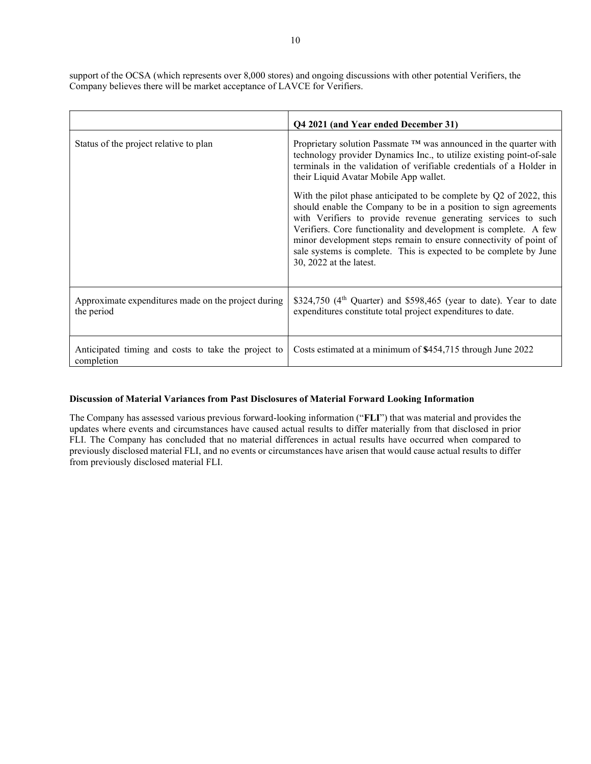support of the OCSA (which represents over 8,000 stores) and ongoing discussions with other potential Verifiers, the Company believes there will be market acceptance of LAVCE for Verifiers.

| | **Q4 2021 (and Year ended December 31)** |
|---|---|
| Status of the project relative to plan | Proprietary solution Passmate ™ was announced in the quarter with technology provider Dynamics Inc., to utilize existing point-of-sale terminals in the validation of verifiable credentials of a Holder in their Liquid Avatar Mobile App wallet.<br><br>With the pilot phase anticipated to be complete by Q2 of 2022, this should enable the Company to be in a position to sign agreements with Verifiers to provide revenue generating services to such Verifiers. Core functionality and development is complete. A few minor development steps remain to ensure connectivity of point of sale systems is complete. This is expected to be complete by June 30, 2022 at the latest. |
| Approximate expenditures made on the project during the period | \$324,750 (4th Quarter) and \$598,465 (year to date). Year to date expenditures constitute total project expenditures to date. |
| Anticipated timing and costs to take the project to completion | Costs estimated at a minimum of \$454,715 through June 2022 |

**Discussion of Material Variances from Past Disclosures of Material Forward Looking Information**

The Company has assessed various previous forward-looking information ("**FLI**") that was material and provides the updates where events and circumstances have caused actual results to differ materially from that disclosed in prior FLI. The Company has concluded that no material differences in actual results have occurred when compared to previously disclosed material FLI, and no events or circumstances have arisen that would cause actual results to differ from previously disclosed material FLI.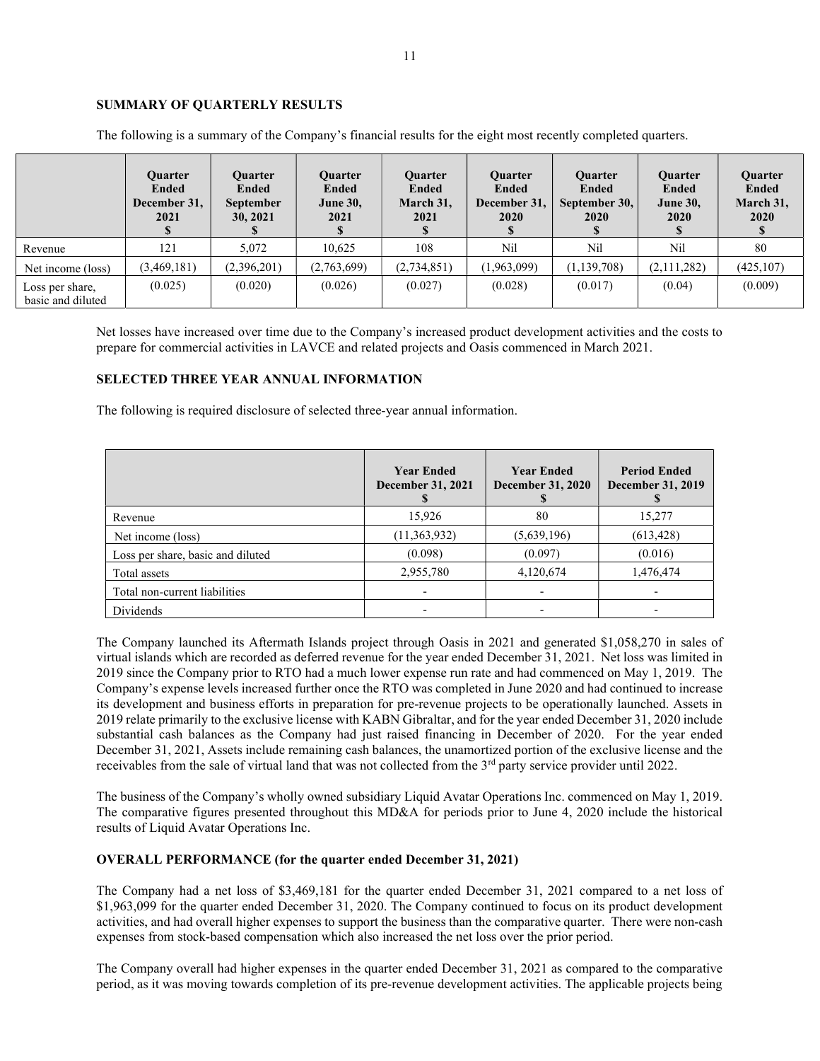## SUMMARY OF QUARTERLY RESULTS

The following is a summary of the Company's financial results for the eight most recently completed quarters.

| | Quarter Ended December 31, 2021 $ | Quarter Ended September 30, 2021 $ | Quarter Ended June 30, 2021 $ | Quarter Ended March 31, 2021 $ | Quarter Ended December 31, 2020 $ | Quarter Ended September 30, 2020 $ | Quarter Ended June 30, 2020 $ | Quarter Ended March 31, 2020 $ |
|---|---|---|---|---|---|---|---|---|
| Revenue | 121 | 5,072 | 10,625 | 108 | Nil | Nil | Nil | 80 |
| Net income (loss) | (3,469,181) | (2,396,201) | (2,763,699) | (2,734,851) | (1,963,099) | (1,139,708) | (2,111,282) | (425,107) |
| Loss per share, basic and diluted | (0.025) | (0.020) | (0.026) | (0.027) | (0.028) | (0.017) | (0.04) | (0.009) |

Net losses have increased over time due to the Company's increased product development activities and the costs to prepare for commercial activities in LAVCE and related projects and Oasis commenced in March 2021.

## SELECTED THREE YEAR ANNUAL INFORMATION

The following is required disclosure of selected three-year annual information.

| | Year Ended December 31, 2021 $ | Year Ended December 31, 2020 $ | Period Ended December 31, 2019 $ |
|---|---|---|---|
| Revenue | 15,926 | 80 | 15,277 |
| Net income (loss) | (11,363,932) | (5,639,196) | (613,428) |
| Loss per share, basic and diluted | (0.098) | (0.097) | (0.016) |
| Total assets | 2,955,780 | 4,120,674 | 1,476,474 |
| Total non-current liabilities | - | - | - |
| Dividends | - | - | - |

The Company launched its Aftermath Islands project through Oasis in 2021 and generated $1,058,270 in sales of virtual islands which are recorded as deferred revenue for the year ended December 31, 2021. Net loss was limited in 2019 since the Company prior to RTO had a much lower expense run rate and had commenced on May 1, 2019. The Company's expense levels increased further once the RTO was completed in June 2020 and had continued to increase its development and business efforts in preparation for pre-revenue projects to be operationally launched. Assets in 2019 relate primarily to the exclusive license with KABN Gibraltar, and for the year ended December 31, 2020 include substantial cash balances as the Company had just raised financing in December of 2020. For the year ended December 31, 2021, Assets include remaining cash balances, the unamortized portion of the exclusive license and the receivables from the sale of virtual land that was not collected from the 3rd party service provider until 2022.

The business of the Company's wholly owned subsidiary Liquid Avatar Operations Inc. commenced on May 1, 2019. The comparative figures presented throughout this MD&A for periods prior to June 4, 2020 include the historical results of Liquid Avatar Operations Inc.

## OVERALL PERFORMANCE (for the quarter ended December 31, 2021)

The Company had a net loss of $3,469,181 for the quarter ended December 31, 2021 compared to a net loss of $1,963,099 for the quarter ended December 31, 2020. The Company continued to focus on its product development activities, and had overall higher expenses to support the business than the comparative quarter. There were non-cash expenses from stock-based compensation which also increased the net loss over the prior period.

The Company overall had higher expenses in the quarter ended December 31, 2021 as compared to the comparative period, as it was moving towards completion of its pre-revenue development activities. The applicable projects being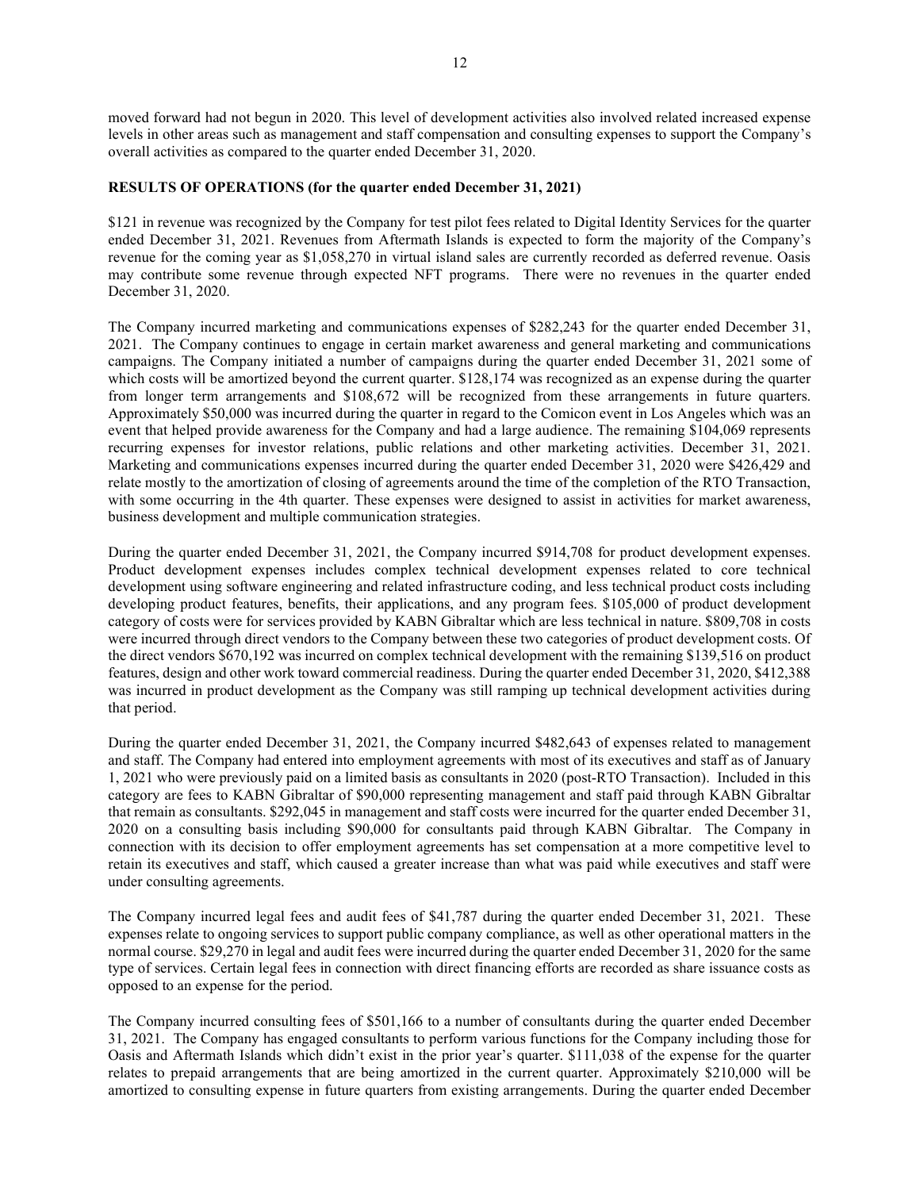moved forward had not begun in 2020. This level of development activities also involved related increased expense levels in other areas such as management and staff compensation and consulting expenses to support the Company's overall activities as compared to the quarter ended December 31, 2020.

**RESULTS OF OPERATIONS (for the quarter ended December 31, 2021)**

$121 in revenue was recognized by the Company for test pilot fees related to Digital Identity Services for the quarter ended December 31, 2021. Revenues from Aftermath Islands is expected to form the majority of the Company's revenue for the coming year as $1,058,270 in virtual island sales are currently recorded as deferred revenue. Oasis may contribute some revenue through expected NFT programs. There were no revenues in the quarter ended December 31, 2020.

The Company incurred marketing and communications expenses of $282,243 for the quarter ended December 31, 2021. The Company continues to engage in certain market awareness and general marketing and communications campaigns. The Company initiated a number of campaigns during the quarter ended December 31, 2021 some of which costs will be amortized beyond the current quarter. $128,174 was recognized as an expense during the quarter from longer term arrangements and $108,672 will be recognized from these arrangements in future quarters. Approximately $50,000 was incurred during the quarter in regard to the Comicon event in Los Angeles which was an event that helped provide awareness for the Company and had a large audience. The remaining $104,069 represents recurring expenses for investor relations, public relations and other marketing activities. December 31, 2021. Marketing and communications expenses incurred during the quarter ended December 31, 2020 were $426,429 and relate mostly to the amortization of closing of agreements around the time of the completion of the RTO Transaction, with some occurring in the 4th quarter. These expenses were designed to assist in activities for market awareness, business development and multiple communication strategies.

During the quarter ended December 31, 2021, the Company incurred $914,708 for product development expenses. Product development expenses includes complex technical development expenses related to core technical development using software engineering and related infrastructure coding, and less technical product costs including developing product features, benefits, their applications, and any program fees. $105,000 of product development category of costs were for services provided by KABN Gibraltar which are less technical in nature. $809,708 in costs were incurred through direct vendors to the Company between these two categories of product development costs. Of the direct vendors $670,192 was incurred on complex technical development with the remaining $139,516 on product features, design and other work toward commercial readiness. During the quarter ended December 31, 2020, $412,388 was incurred in product development as the Company was still ramping up technical development activities during that period.

During the quarter ended December 31, 2021, the Company incurred $482,643 of expenses related to management and staff. The Company had entered into employment agreements with most of its executives and staff as of January 1, 2021 who were previously paid on a limited basis as consultants in 2020 (post-RTO Transaction). Included in this category are fees to KABN Gibraltar of $90,000 representing management and staff paid through KABN Gibraltar that remain as consultants. $292,045 in management and staff costs were incurred for the quarter ended December 31, 2020 on a consulting basis including $90,000 for consultants paid through KABN Gibraltar. The Company in connection with its decision to offer employment agreements has set compensation at a more competitive level to retain its executives and staff, which caused a greater increase than what was paid while executives and staff were under consulting agreements.

The Company incurred legal fees and audit fees of $41,787 during the quarter ended December 31, 2021. These expenses relate to ongoing services to support public company compliance, as well as other operational matters in the normal course. $29,270 in legal and audit fees were incurred during the quarter ended December 31, 2020 for the same type of services. Certain legal fees in connection with direct financing efforts are recorded as share issuance costs as opposed to an expense for the period.

The Company incurred consulting fees of $501,166 to a number of consultants during the quarter ended December 31, 2021. The Company has engaged consultants to perform various functions for the Company including those for Oasis and Aftermath Islands which didn't exist in the prior year's quarter. $111,038 of the expense for the quarter relates to prepaid arrangements that are being amortized in the current quarter. Approximately $210,000 will be amortized to consulting expense in future quarters from existing arrangements. During the quarter ended December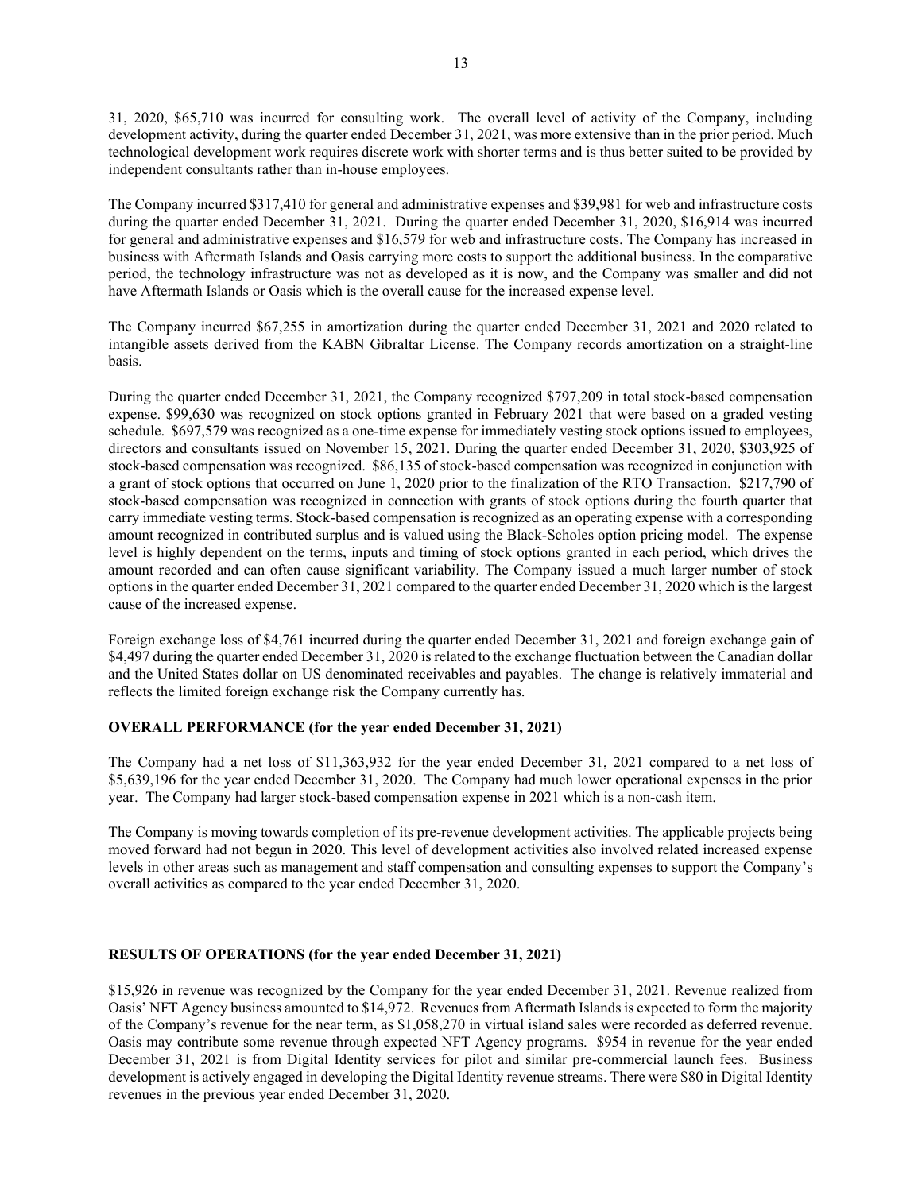31, 2020, $65,710 was incurred for consulting work. The overall level of activity of the Company, including development activity, during the quarter ended December 31, 2021, was more extensive than in the prior period. Much technological development work requires discrete work with shorter terms and is thus better suited to be provided by independent consultants rather than in-house employees.

The Company incurred $317,410 for general and administrative expenses and $39,981 for web and infrastructure costs during the quarter ended December 31, 2021. During the quarter ended December 31, 2020, $16,914 was incurred for general and administrative expenses and $16,579 for web and infrastructure costs. The Company has increased in business with Aftermath Islands and Oasis carrying more costs to support the additional business. In the comparative period, the technology infrastructure was not as developed as it is now, and the Company was smaller and did not have Aftermath Islands or Oasis which is the overall cause for the increased expense level.

The Company incurred $67,255 in amortization during the quarter ended December 31, 2021 and 2020 related to intangible assets derived from the KABN Gibraltar License. The Company records amortization on a straight-line basis.

During the quarter ended December 31, 2021, the Company recognized $797,209 in total stock-based compensation expense. $99,630 was recognized on stock options granted in February 2021 that were based on a graded vesting schedule. $697,579 was recognized as a one-time expense for immediately vesting stock options issued to employees, directors and consultants issued on November 15, 2021. During the quarter ended December 31, 2020, $303,925 of stock-based compensation was recognized. $86,135 of stock-based compensation was recognized in conjunction with a grant of stock options that occurred on June 1, 2020 prior to the finalization of the RTO Transaction. $217,790 of stock-based compensation was recognized in connection with grants of stock options during the fourth quarter that carry immediate vesting terms. Stock-based compensation is recognized as an operating expense with a corresponding amount recognized in contributed surplus and is valued using the Black-Scholes option pricing model. The expense level is highly dependent on the terms, inputs and timing of stock options granted in each period, which drives the amount recorded and can often cause significant variability. The Company issued a much larger number of stock options in the quarter ended December 31, 2021 compared to the quarter ended December 31, 2020 which is the largest cause of the increased expense.

Foreign exchange loss of $4,761 incurred during the quarter ended December 31, 2021 and foreign exchange gain of $4,497 during the quarter ended December 31, 2020 is related to the exchange fluctuation between the Canadian dollar and the United States dollar on US denominated receivables and payables. The change is relatively immaterial and reflects the limited foreign exchange risk the Company currently has.

**OVERALL PERFORMANCE (for the year ended December 31, 2021)**

The Company had a net loss of $11,363,932 for the year ended December 31, 2021 compared to a net loss of $5,639,196 for the year ended December 31, 2020. The Company had much lower operational expenses in the prior year. The Company had larger stock-based compensation expense in 2021 which is a non-cash item.

The Company is moving towards completion of its pre-revenue development activities. The applicable projects being moved forward had not begun in 2020. This level of development activities also involved related increased expense levels in other areas such as management and staff compensation and consulting expenses to support the Company's overall activities as compared to the year ended December 31, 2020.

**RESULTS OF OPERATIONS (for the year ended December 31, 2021)**

$15,926 in revenue was recognized by the Company for the year ended December 31, 2021. Revenue realized from Oasis' NFT Agency business amounted to $14,972. Revenues from Aftermath Islands is expected to form the majority of the Company's revenue for the near term, as $1,058,270 in virtual island sales were recorded as deferred revenue. Oasis may contribute some revenue through expected NFT Agency programs. $954 in revenue for the year ended December 31, 2021 is from Digital Identity services for pilot and similar pre-commercial launch fees. Business development is actively engaged in developing the Digital Identity revenue streams. There were $80 in Digital Identity revenues in the previous year ended December 31, 2020.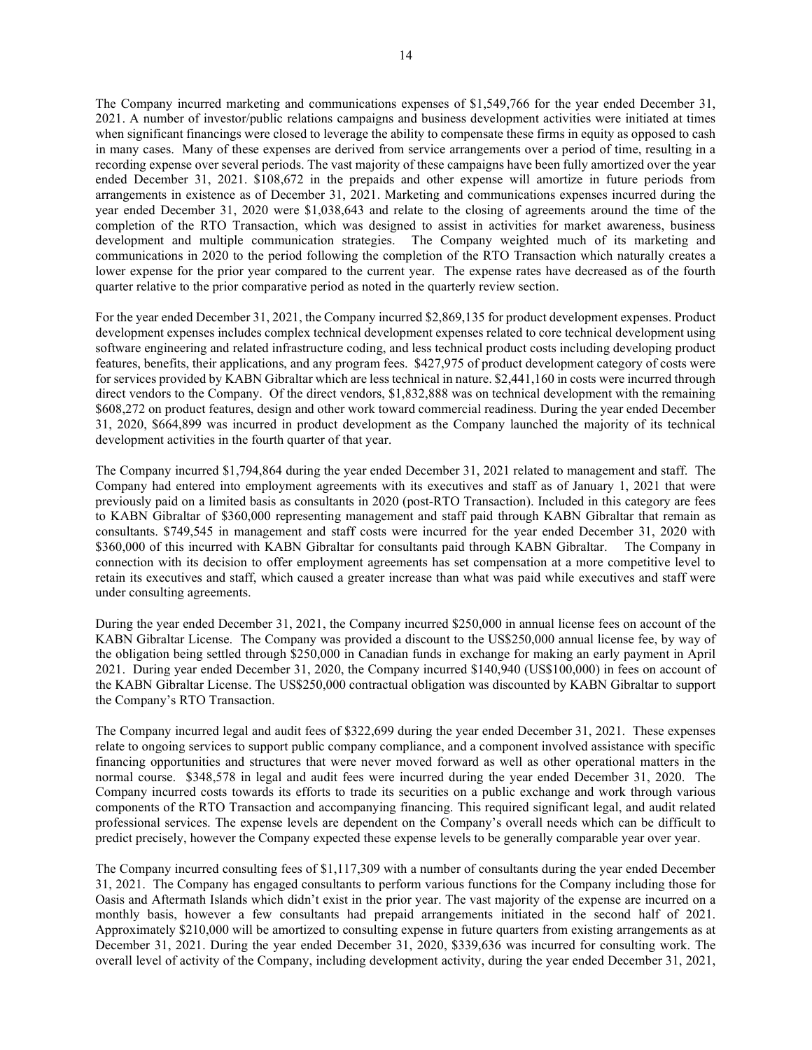The Company incurred marketing and communications expenses of $1,549,766 for the year ended December 31, 2021. A number of investor/public relations campaigns and business development activities were initiated at times when significant financings were closed to leverage the ability to compensate these firms in equity as opposed to cash in many cases. Many of these expenses are derived from service arrangements over a period of time, resulting in a recording expense over several periods. The vast majority of these campaigns have been fully amortized over the year ended December 31, 2021. $108,672 in the prepaids and other expense will amortize in future periods from arrangements in existence as of December 31, 2021. Marketing and communications expenses incurred during the year ended December 31, 2020 were $1,038,643 and relate to the closing of agreements around the time of the completion of the RTO Transaction, which was designed to assist in activities for market awareness, business development and multiple communication strategies. The Company weighted much of its marketing and communications in 2020 to the period following the completion of the RTO Transaction which naturally creates a lower expense for the prior year compared to the current year. The expense rates have decreased as of the fourth quarter relative to the prior comparative period as noted in the quarterly review section.

For the year ended December 31, 2021, the Company incurred $2,869,135 for product development expenses. Product development expenses includes complex technical development expenses related to core technical development using software engineering and related infrastructure coding, and less technical product costs including developing product features, benefits, their applications, and any program fees. $427,975 of product development category of costs were for services provided by KABN Gibraltar which are less technical in nature. $2,441,160 in costs were incurred through direct vendors to the Company. Of the direct vendors, $1,832,888 was on technical development with the remaining $608,272 on product features, design and other work toward commercial readiness. During the year ended December 31, 2020, $664,899 was incurred in product development as the Company launched the majority of its technical development activities in the fourth quarter of that year.

The Company incurred $1,794,864 during the year ended December 31, 2021 related to management and staff. The Company had entered into employment agreements with its executives and staff as of January 1, 2021 that were previously paid on a limited basis as consultants in 2020 (post-RTO Transaction). Included in this category are fees to KABN Gibraltar of $360,000 representing management and staff paid through KABN Gibraltar that remain as consultants. $749,545 in management and staff costs were incurred for the year ended December 31, 2020 with $360,000 of this incurred with KABN Gibraltar for consultants paid through KABN Gibraltar. The Company in connection with its decision to offer employment agreements has set compensation at a more competitive level to retain its executives and staff, which caused a greater increase than what was paid while executives and staff were under consulting agreements.

During the year ended December 31, 2021, the Company incurred $250,000 in annual license fees on account of the KABN Gibraltar License. The Company was provided a discount to the US$250,000 annual license fee, by way of the obligation being settled through $250,000 in Canadian funds in exchange for making an early payment in April 2021. During year ended December 31, 2020, the Company incurred $140,940 (US$100,000) in fees on account of the KABN Gibraltar License. The US$250,000 contractual obligation was discounted by KABN Gibraltar to support the Company's RTO Transaction.

The Company incurred legal and audit fees of $322,699 during the year ended December 31, 2021. These expenses relate to ongoing services to support public company compliance, and a component involved assistance with specific financing opportunities and structures that were never moved forward as well as other operational matters in the normal course. $348,578 in legal and audit fees were incurred during the year ended December 31, 2020. The Company incurred costs towards its efforts to trade its securities on a public exchange and work through various components of the RTO Transaction and accompanying financing. This required significant legal, and audit related professional services. The expense levels are dependent on the Company's overall needs which can be difficult to predict precisely, however the Company expected these expense levels to be generally comparable year over year.

The Company incurred consulting fees of $1,117,309 with a number of consultants during the year ended December 31, 2021. The Company has engaged consultants to perform various functions for the Company including those for Oasis and Aftermath Islands which didn't exist in the prior year. The vast majority of the expense are incurred on a monthly basis, however a few consultants had prepaid arrangements initiated in the second half of 2021. Approximately $210,000 will be amortized to consulting expense in future quarters from existing arrangements as at December 31, 2021. During the year ended December 31, 2020, $339,636 was incurred for consulting work. The overall level of activity of the Company, including development activity, during the year ended December 31, 2021,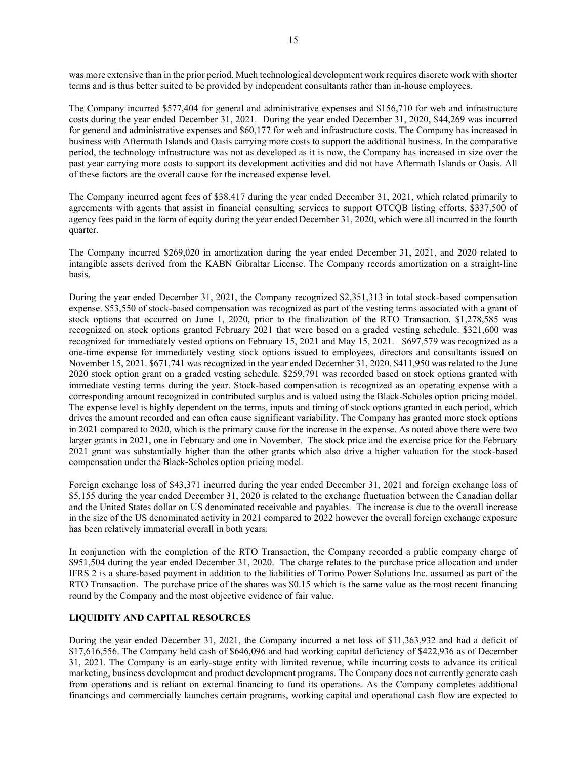was more extensive than in the prior period. Much technological development work requires discrete work with shorter terms and is thus better suited to be provided by independent consultants rather than in-house employees.

The Company incurred $577,404 for general and administrative expenses and $156,710 for web and infrastructure costs during the year ended December 31, 2021. During the year ended December 31, 2020, $44,269 was incurred for general and administrative expenses and $60,177 for web and infrastructure costs. The Company has increased in business with Aftermath Islands and Oasis carrying more costs to support the additional business. In the comparative period, the technology infrastructure was not as developed as it is now, the Company has increased in size over the past year carrying more costs to support its development activities and did not have Aftermath Islands or Oasis. All of these factors are the overall cause for the increased expense level.

The Company incurred agent fees of $38,417 during the year ended December 31, 2021, which related primarily to agreements with agents that assist in financial consulting services to support OTCQB listing efforts. $337,500 of agency fees paid in the form of equity during the year ended December 31, 2020, which were all incurred in the fourth quarter.

The Company incurred $269,020 in amortization during the year ended December 31, 2021, and 2020 related to intangible assets derived from the KABN Gibraltar License. The Company records amortization on a straight-line basis.

During the year ended December 31, 2021, the Company recognized $2,351,313 in total stock-based compensation expense. $53,550 of stock-based compensation was recognized as part of the vesting terms associated with a grant of stock options that occurred on June 1, 2020, prior to the finalization of the RTO Transaction. $1,278,585 was recognized on stock options granted February 2021 that were based on a graded vesting schedule. $321,600 was recognized for immediately vested options on February 15, 2021 and May 15, 2021. $697,579 was recognized as a one-time expense for immediately vesting stock options issued to employees, directors and consultants issued on November 15, 2021. $671,741 was recognized in the year ended December 31, 2020. $411,950 was related to the June 2020 stock option grant on a graded vesting schedule. $259,791 was recorded based on stock options granted with immediate vesting terms during the year. Stock-based compensation is recognized as an operating expense with a corresponding amount recognized in contributed surplus and is valued using the Black-Scholes option pricing model. The expense level is highly dependent on the terms, inputs and timing of stock options granted in each period, which drives the amount recorded and can often cause significant variability. The Company has granted more stock options in 2021 compared to 2020, which is the primary cause for the increase in the expense. As noted above there were two larger grants in 2021, one in February and one in November. The stock price and the exercise price for the February 2021 grant was substantially higher than the other grants which also drive a higher valuation for the stock-based compensation under the Black-Scholes option pricing model.

Foreign exchange loss of $43,371 incurred during the year ended December 31, 2021 and foreign exchange loss of $5,155 during the year ended December 31, 2020 is related to the exchange fluctuation between the Canadian dollar and the United States dollar on US denominated receivable and payables. The increase is due to the overall increase in the size of the US denominated activity in 2021 compared to 2022 however the overall foreign exchange exposure has been relatively immaterial overall in both years.

In conjunction with the completion of the RTO Transaction, the Company recorded a public company charge of $951,504 during the year ended December 31, 2020. The charge relates to the purchase price allocation and under IFRS 2 is a share-based payment in addition to the liabilities of Torino Power Solutions Inc. assumed as part of the RTO Transaction. The purchase price of the shares was $0.15 which is the same value as the most recent financing round by the Company and the most objective evidence of fair value.

## LIQUIDITY AND CAPITAL RESOURCES

During the year ended December 31, 2021, the Company incurred a net loss of $11,363,932 and had a deficit of $17,616,556. The Company held cash of $646,096 and had working capital deficiency of $422,936 as of December 31, 2021. The Company is an early-stage entity with limited revenue, while incurring costs to advance its critical marketing, business development and product development programs. The Company does not currently generate cash from operations and is reliant on external financing to fund its operations. As the Company completes additional financings and commercially launches certain programs, working capital and operational cash flow are expected to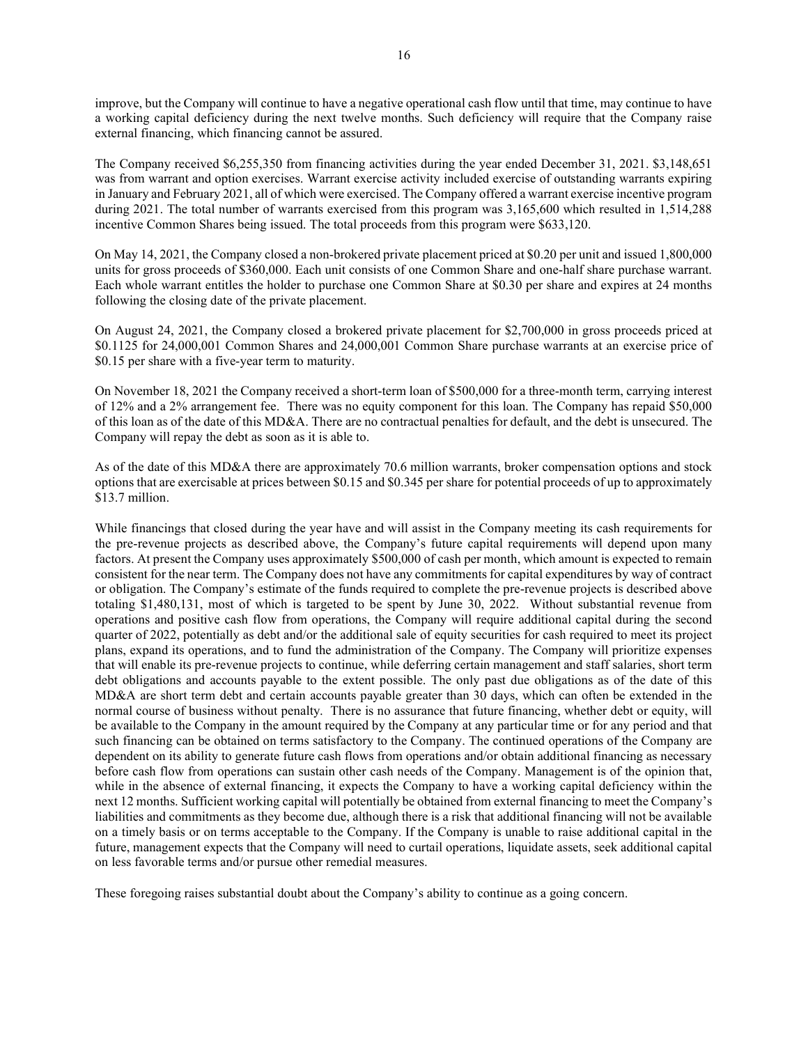improve, but the Company will continue to have a negative operational cash flow until that time, may continue to have a working capital deficiency during the next twelve months. Such deficiency will require that the Company raise external financing, which financing cannot be assured.

The Company received $6,255,350 from financing activities during the year ended December 31, 2021. $3,148,651 was from warrant and option exercises. Warrant exercise activity included exercise of outstanding warrants expiring in January and February 2021, all of which were exercised. The Company offered a warrant exercise incentive program during 2021. The total number of warrants exercised from this program was 3,165,600 which resulted in 1,514,288 incentive Common Shares being issued. The total proceeds from this program were $633,120.

On May 14, 2021, the Company closed a non-brokered private placement priced at $0.20 per unit and issued 1,800,000 units for gross proceeds of $360,000. Each unit consists of one Common Share and one-half share purchase warrant. Each whole warrant entitles the holder to purchase one Common Share at $0.30 per share and expires at 24 months following the closing date of the private placement.

On August 24, 2021, the Company closed a brokered private placement for $2,700,000 in gross proceeds priced at $0.1125 for 24,000,001 Common Shares and 24,000,001 Common Share purchase warrants at an exercise price of $0.15 per share with a five-year term to maturity.

On November 18, 2021 the Company received a short-term loan of $500,000 for a three-month term, carrying interest of 12% and a 2% arrangement fee. There was no equity component for this loan. The Company has repaid $50,000 of this loan as of the date of this MD&A. There are no contractual penalties for default, and the debt is unsecured. The Company will repay the debt as soon as it is able to.

As of the date of this MD&A there are approximately 70.6 million warrants, broker compensation options and stock options that are exercisable at prices between $0.15 and $0.345 per share for potential proceeds of up to approximately $13.7 million.

While financings that closed during the year have and will assist in the Company meeting its cash requirements for the pre-revenue projects as described above, the Company's future capital requirements will depend upon many factors. At present the Company uses approximately $500,000 of cash per month, which amount is expected to remain consistent for the near term. The Company does not have any commitments for capital expenditures by way of contract or obligation. The Company's estimate of the funds required to complete the pre-revenue projects is described above totaling $1,480,131, most of which is targeted to be spent by June 30, 2022. Without substantial revenue from operations and positive cash flow from operations, the Company will require additional capital during the second quarter of 2022, potentially as debt and/or the additional sale of equity securities for cash required to meet its project plans, expand its operations, and to fund the administration of the Company. The Company will prioritize expenses that will enable its pre-revenue projects to continue, while deferring certain management and staff salaries, short term debt obligations and accounts payable to the extent possible. The only past due obligations as of the date of this MD&A are short term debt and certain accounts payable greater than 30 days, which can often be extended in the normal course of business without penalty. There is no assurance that future financing, whether debt or equity, will be available to the Company in the amount required by the Company at any particular time or for any period and that such financing can be obtained on terms satisfactory to the Company. The continued operations of the Company are dependent on its ability to generate future cash flows from operations and/or obtain additional financing as necessary before cash flow from operations can sustain other cash needs of the Company. Management is of the opinion that, while in the absence of external financing, it expects the Company to have a working capital deficiency within the next 12 months. Sufficient working capital will potentially be obtained from external financing to meet the Company's liabilities and commitments as they become due, although there is a risk that additional financing will not be available on a timely basis or on terms acceptable to the Company. If the Company is unable to raise additional capital in the future, management expects that the Company will need to curtail operations, liquidate assets, seek additional capital on less favorable terms and/or pursue other remedial measures.

These foregoing raises substantial doubt about the Company's ability to continue as a going concern.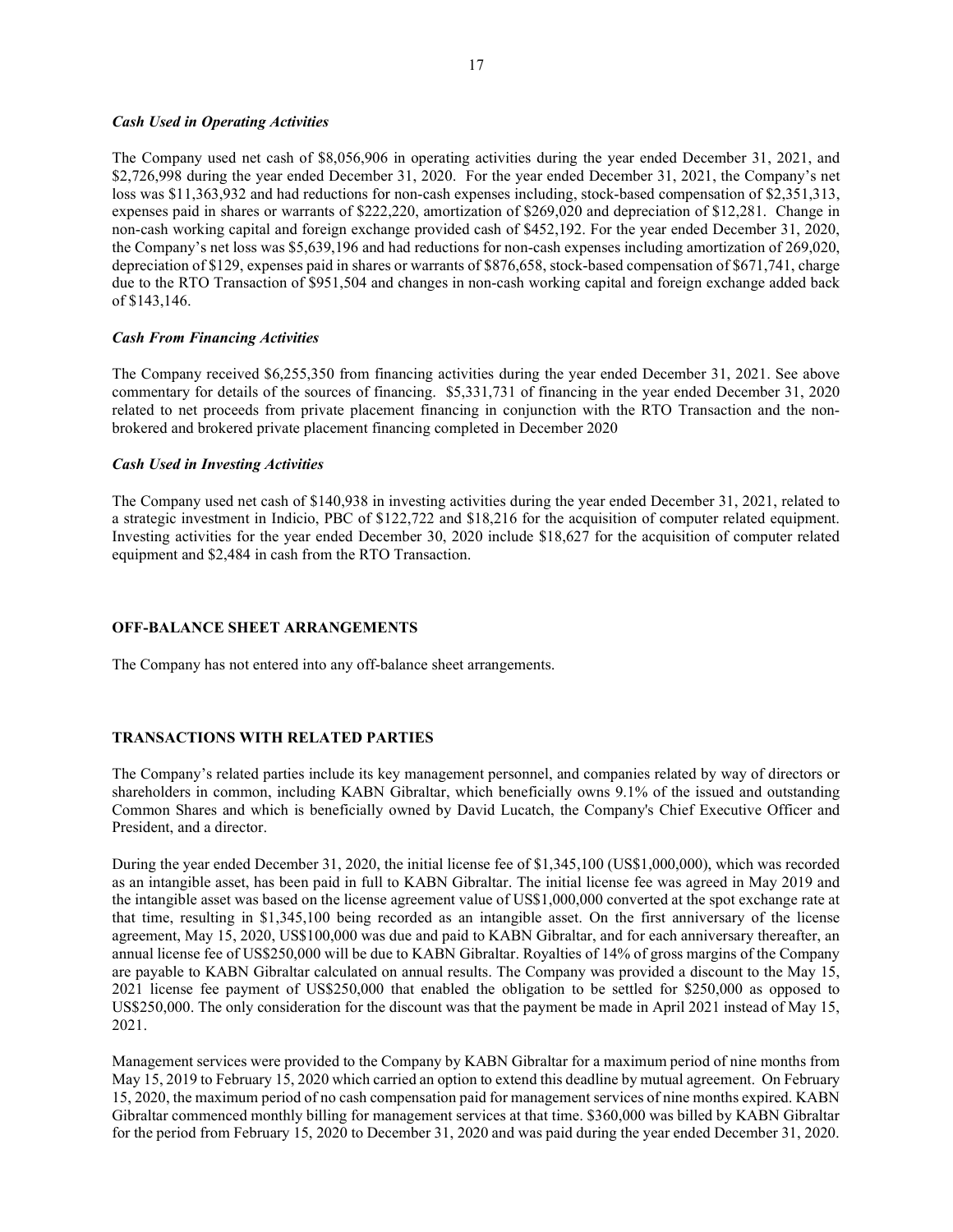### *Cash Used in Operating Activities*

The Company used net cash of $8,056,906 in operating activities during the year ended December 31, 2021, and $2,726,998 during the year ended December 31, 2020. For the year ended December 31, 2021, the Company's net loss was $11,363,932 and had reductions for non-cash expenses including, stock-based compensation of $2,351,313, expenses paid in shares or warrants of $222,220, amortization of $269,020 and depreciation of $12,281. Change in non-cash working capital and foreign exchange provided cash of $452,192. For the year ended December 31, 2020, the Company's net loss was $5,639,196 and had reductions for non-cash expenses including amortization of 269,020, depreciation of $129, expenses paid in shares or warrants of $876,658, stock-based compensation of $671,741, charge due to the RTO Transaction of $951,504 and changes in non-cash working capital and foreign exchange added back of $143,146.

### *Cash From Financing Activities*

The Company received $6,255,350 from financing activities during the year ended December 31, 2021. See above commentary for details of the sources of financing. $5,331,731 of financing in the year ended December 31, 2020 related to net proceeds from private placement financing in conjunction with the RTO Transaction and the non-brokered and brokered private placement financing completed in December 2020

### *Cash Used in Investing Activities*

The Company used net cash of $140,938 in investing activities during the year ended December 31, 2021, related to a strategic investment in Indicio, PBC of $122,722 and $18,216 for the acquisition of computer related equipment. Investing activities for the year ended December 30, 2020 include $18,627 for the acquisition of computer related equipment and $2,484 in cash from the RTO Transaction.

## OFF-BALANCE SHEET ARRANGEMENTS

The Company has not entered into any off-balance sheet arrangements.

## TRANSACTIONS WITH RELATED PARTIES

The Company's related parties include its key management personnel, and companies related by way of directors or shareholders in common, including KABN Gibraltar, which beneficially owns 9.1% of the issued and outstanding Common Shares and which is beneficially owned by David Lucatch, the Company's Chief Executive Officer and President, and a director.

During the year ended December 31, 2020, the initial license fee of $1,345,100 (US$1,000,000), which was recorded as an intangible asset, has been paid in full to KABN Gibraltar. The initial license fee was agreed in May 2019 and the intangible asset was based on the license agreement value of US$1,000,000 converted at the spot exchange rate at that time, resulting in $1,345,100 being recorded as an intangible asset. On the first anniversary of the license agreement, May 15, 2020, US$100,000 was due and paid to KABN Gibraltar, and for each anniversary thereafter, an annual license fee of US$250,000 will be due to KABN Gibraltar. Royalties of 14% of gross margins of the Company are payable to KABN Gibraltar calculated on annual results. The Company was provided a discount to the May 15, 2021 license fee payment of US$250,000 that enabled the obligation to be settled for $250,000 as opposed to US$250,000. The only consideration for the discount was that the payment be made in April 2021 instead of May 15, 2021.

Management services were provided to the Company by KABN Gibraltar for a maximum period of nine months from May 15, 2019 to February 15, 2020 which carried an option to extend this deadline by mutual agreement. On February 15, 2020, the maximum period of no cash compensation paid for management services of nine months expired. KABN Gibraltar commenced monthly billing for management services at that time. $360,000 was billed by KABN Gibraltar for the period from February 15, 2020 to December 31, 2020 and was paid during the year ended December 31, 2020.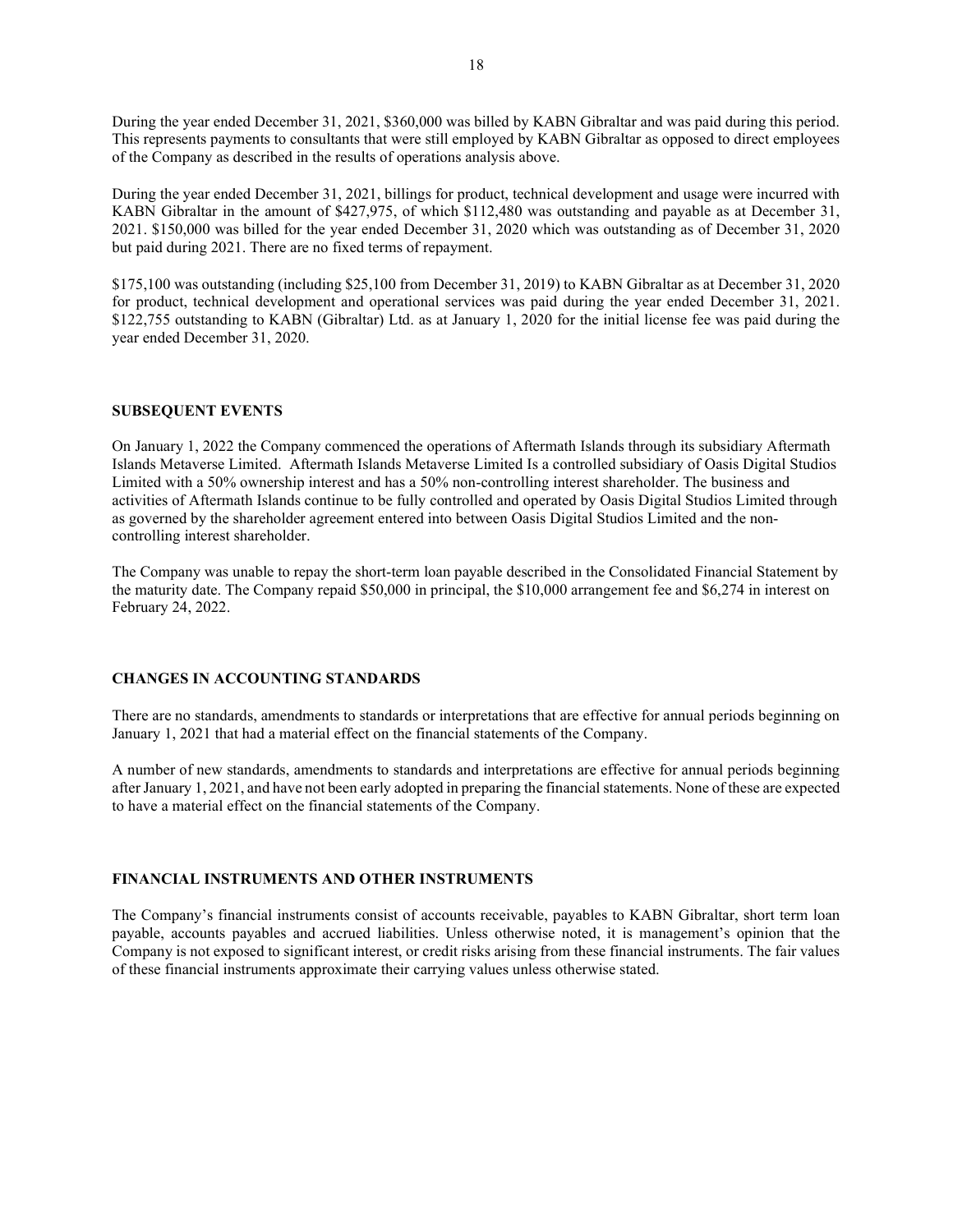During the year ended December 31, 2021, $360,000 was billed by KABN Gibraltar and was paid during this period. This represents payments to consultants that were still employed by KABN Gibraltar as opposed to direct employees of the Company as described in the results of operations analysis above.

During the year ended December 31, 2021, billings for product, technical development and usage were incurred with KABN Gibraltar in the amount of $427,975, of which $112,480 was outstanding and payable as at December 31, 2021. $150,000 was billed for the year ended December 31, 2020 which was outstanding as of December 31, 2020 but paid during 2021. There are no fixed terms of repayment.

$175,100 was outstanding (including $25,100 from December 31, 2019) to KABN Gibraltar as at December 31, 2020 for product, technical development and operational services was paid during the year ended December 31, 2021. $122,755 outstanding to KABN (Gibraltar) Ltd. as at January 1, 2020 for the initial license fee was paid during the year ended December 31, 2020.

## SUBSEQUENT EVENTS

On January 1, 2022 the Company commenced the operations of Aftermath Islands through its subsidiary Aftermath Islands Metaverse Limited. Aftermath Islands Metaverse Limited Is a controlled subsidiary of Oasis Digital Studios Limited with a 50% ownership interest and has a 50% non-controlling interest shareholder. The business and activities of Aftermath Islands continue to be fully controlled and operated by Oasis Digital Studios Limited through as governed by the shareholder agreement entered into between Oasis Digital Studios Limited and the non-controlling interest shareholder.

The Company was unable to repay the short-term loan payable described in the Consolidated Financial Statement by the maturity date. The Company repaid $50,000 in principal, the $10,000 arrangement fee and $6,274 in interest on February 24, 2022.

## CHANGES IN ACCOUNTING STANDARDS

There are no standards, amendments to standards or interpretations that are effective for annual periods beginning on January 1, 2021 that had a material effect on the financial statements of the Company.

A number of new standards, amendments to standards and interpretations are effective for annual periods beginning after January 1, 2021, and have not been early adopted in preparing the financial statements. None of these are expected to have a material effect on the financial statements of the Company.

## FINANCIAL INSTRUMENTS AND OTHER INSTRUMENTS

The Company's financial instruments consist of accounts receivable, payables to KABN Gibraltar, short term loan payable, accounts payables and accrued liabilities. Unless otherwise noted, it is management's opinion that the Company is not exposed to significant interest, or credit risks arising from these financial instruments. The fair values of these financial instruments approximate their carrying values unless otherwise stated.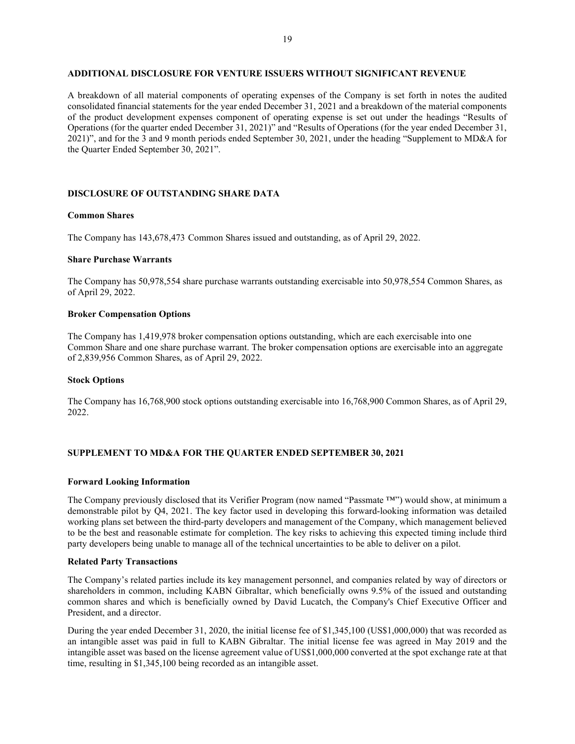## ADDITIONAL DISCLOSURE FOR VENTURE ISSUERS WITHOUT SIGNIFICANT REVENUE

A breakdown of all material components of operating expenses of the Company is set forth in notes the audited consolidated financial statements for the year ended December 31, 2021 and a breakdown of the material components of the product development expenses component of operating expense is set out under the headings "Results of Operations (for the quarter ended December 31, 2021)" and "Results of Operations (for the year ended December 31, 2021)", and for the 3 and 9 month periods ended September 30, 2021, under the heading "Supplement to MD&A for the Quarter Ended September 30, 2021".

## DISCLOSURE OF OUTSTANDING SHARE DATA

### Common Shares

The Company has 143,678,473 Common Shares issued and outstanding, as of April 29, 2022.

### Share Purchase Warrants

The Company has 50,978,554 share purchase warrants outstanding exercisable into 50,978,554 Common Shares, as of April 29, 2022.

### Broker Compensation Options

The Company has 1,419,978 broker compensation options outstanding, which are each exercisable into one Common Share and one share purchase warrant. The broker compensation options are exercisable into an aggregate of 2,839,956 Common Shares, as of April 29, 2022.

### Stock Options

The Company has 16,768,900 stock options outstanding exercisable into 16,768,900 Common Shares, as of April 29, 2022.

## SUPPLEMENT TO MD&A FOR THE QUARTER ENDED SEPTEMBER 30, 2021

### Forward Looking Information

The Company previously disclosed that its Verifier Program (now named "Passmate ™") would show, at minimum a demonstrable pilot by Q4, 2021. The key factor used in developing this forward-looking information was detailed working plans set between the third-party developers and management of the Company, which management believed to be the best and reasonable estimate for completion. The key risks to achieving this expected timing include third party developers being unable to manage all of the technical uncertainties to be able to deliver on a pilot.

### Related Party Transactions

The Company's related parties include its key management personnel, and companies related by way of directors or shareholders in common, including KABN Gibraltar, which beneficially owns 9.5% of the issued and outstanding common shares and which is beneficially owned by David Lucatch, the Company's Chief Executive Officer and President, and a director.

During the year ended December 31, 2020, the initial license fee of $1,345,100 (US$1,000,000) that was recorded as an intangible asset was paid in full to KABN Gibraltar. The initial license fee was agreed in May 2019 and the intangible asset was based on the license agreement value of US$1,000,000 converted at the spot exchange rate at that time, resulting in $1,345,100 being recorded as an intangible asset.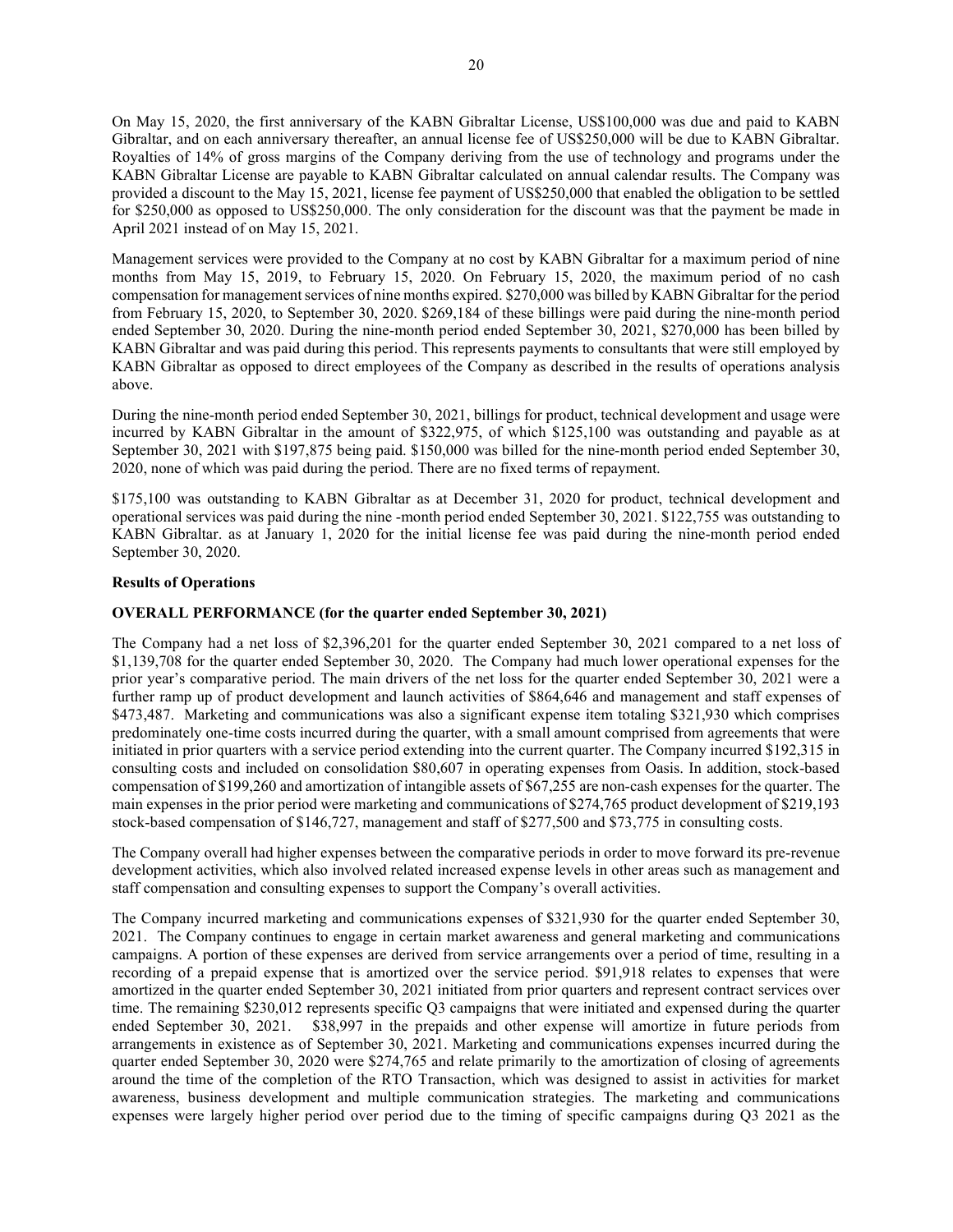On May 15, 2020, the first anniversary of the KABN Gibraltar License, US$100,000 was due and paid to KABN Gibraltar, and on each anniversary thereafter, an annual license fee of US$250,000 will be due to KABN Gibraltar. Royalties of 14% of gross margins of the Company deriving from the use of technology and programs under the KABN Gibraltar License are payable to KABN Gibraltar calculated on annual calendar results. The Company was provided a discount to the May 15, 2021, license fee payment of US$250,000 that enabled the obligation to be settled for $250,000 as opposed to US$250,000. The only consideration for the discount was that the payment be made in April 2021 instead of on May 15, 2021.

Management services were provided to the Company at no cost by KABN Gibraltar for a maximum period of nine months from May 15, 2019, to February 15, 2020. On February 15, 2020, the maximum period of no cash compensation for management services of nine months expired. $270,000 was billed by KABN Gibraltar for the period from February 15, 2020, to September 30, 2020. $269,184 of these billings were paid during the nine-month period ended September 30, 2020. During the nine-month period ended September 30, 2021, $270,000 has been billed by KABN Gibraltar and was paid during this period. This represents payments to consultants that were still employed by KABN Gibraltar as opposed to direct employees of the Company as described in the results of operations analysis above.

During the nine-month period ended September 30, 2021, billings for product, technical development and usage were incurred by KABN Gibraltar in the amount of $322,975, of which $125,100 was outstanding and payable as at September 30, 2021 with $197,875 being paid. $150,000 was billed for the nine-month period ended September 30, 2020, none of which was paid during the period. There are no fixed terms of repayment.

$175,100 was outstanding to KABN Gibraltar as at December 31, 2020 for product, technical development and operational services was paid during the nine -month period ended September 30, 2021. $122,755 was outstanding to KABN Gibraltar. as at January 1, 2020 for the initial license fee was paid during the nine-month period ended September 30, 2020.

**Results of Operations**

**OVERALL PERFORMANCE (for the quarter ended September 30, 2021)**

The Company had a net loss of $2,396,201 for the quarter ended September 30, 2021 compared to a net loss of $1,139,708 for the quarter ended September 30, 2020. The Company had much lower operational expenses for the prior year's comparative period. The main drivers of the net loss for the quarter ended September 30, 2021 were a further ramp up of product development and launch activities of $864,646 and management and staff expenses of $473,487. Marketing and communications was also a significant expense item totaling $321,930 which comprises predominately one-time costs incurred during the quarter, with a small amount comprised from agreements that were initiated in prior quarters with a service period extending into the current quarter. The Company incurred $192,315 in consulting costs and included on consolidation $80,607 in operating expenses from Oasis. In addition, stock-based compensation of $199,260 and amortization of intangible assets of $67,255 are non-cash expenses for the quarter. The main expenses in the prior period were marketing and communications of $274,765 product development of $219,193 stock-based compensation of $146,727, management and staff of $277,500 and $73,775 in consulting costs.

The Company overall had higher expenses between the comparative periods in order to move forward its pre-revenue development activities, which also involved related increased expense levels in other areas such as management and staff compensation and consulting expenses to support the Company's overall activities.

The Company incurred marketing and communications expenses of $321,930 for the quarter ended September 30, 2021. The Company continues to engage in certain market awareness and general marketing and communications campaigns. A portion of these expenses are derived from service arrangements over a period of time, resulting in a recording of a prepaid expense that is amortized over the service period. $91,918 relates to expenses that were amortized in the quarter ended September 30, 2021 initiated from prior quarters and represent contract services over time. The remaining $230,012 represents specific Q3 campaigns that were initiated and expensed during the quarter ended September 30, 2021. $38,997 in the prepaids and other expense will amortize in future periods from arrangements in existence as of September 30, 2021. Marketing and communications expenses incurred during the quarter ended September 30, 2020 were $274,765 and relate primarily to the amortization of closing of agreements around the time of the completion of the RTO Transaction, which was designed to assist in activities for market awareness, business development and multiple communication strategies. The marketing and communications expenses were largely higher period over period due to the timing of specific campaigns during Q3 2021 as the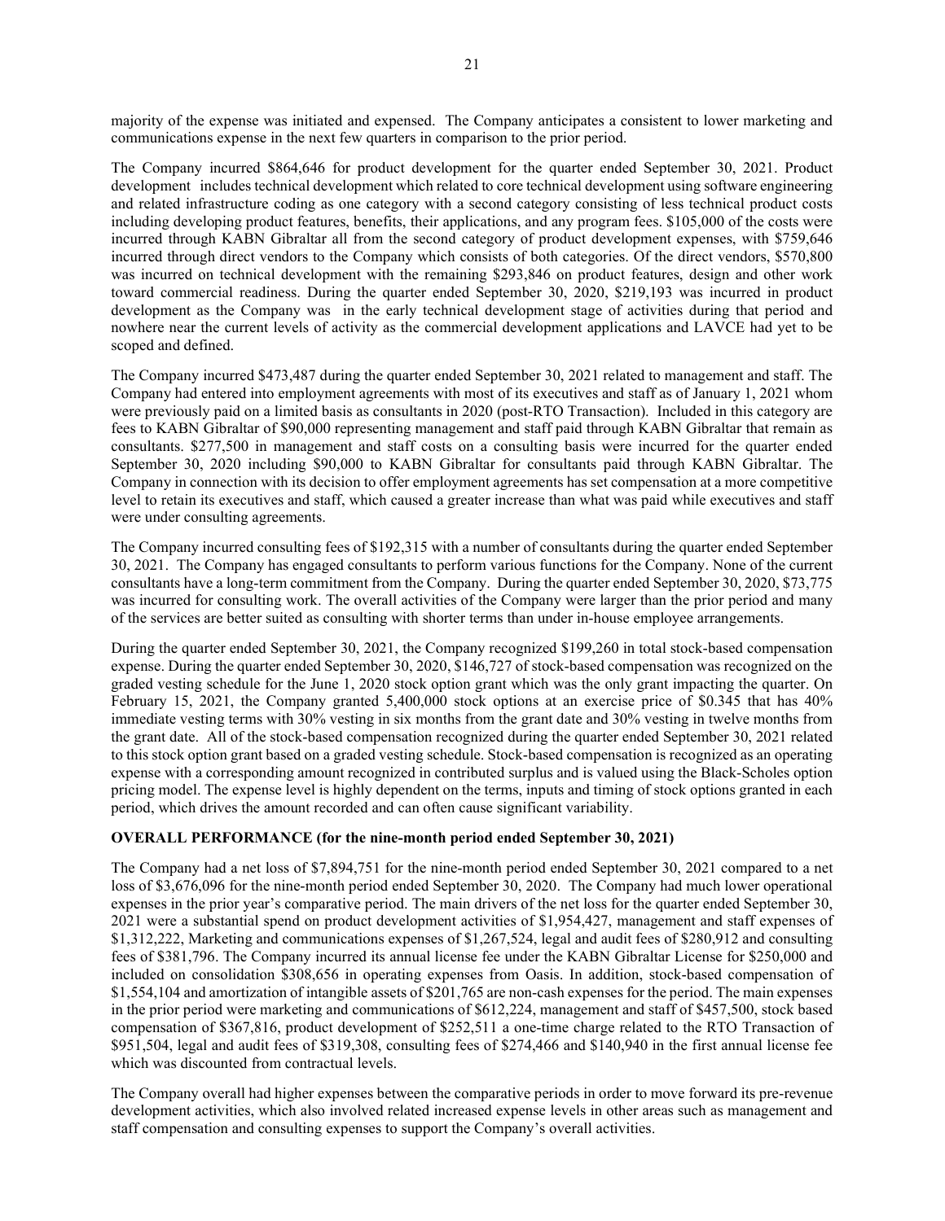majority of the expense was initiated and expensed. The Company anticipates a consistent to lower marketing and communications expense in the next few quarters in comparison to the prior period.

The Company incurred $864,646 for product development for the quarter ended September 30, 2021. Product development includes technical development which related to core technical development using software engineering and related infrastructure coding as one category with a second category consisting of less technical product costs including developing product features, benefits, their applications, and any program fees. $105,000 of the costs were incurred through KABN Gibraltar all from the second category of product development expenses, with $759,646 incurred through direct vendors to the Company which consists of both categories. Of the direct vendors, $570,800 was incurred on technical development with the remaining $293,846 on product features, design and other work toward commercial readiness. During the quarter ended September 30, 2020, $219,193 was incurred in product development as the Company was in the early technical development stage of activities during that period and nowhere near the current levels of activity as the commercial development applications and LAVCE had yet to be scoped and defined.

The Company incurred $473,487 during the quarter ended September 30, 2021 related to management and staff. The Company had entered into employment agreements with most of its executives and staff as of January 1, 2021 whom were previously paid on a limited basis as consultants in 2020 (post-RTO Transaction). Included in this category are fees to KABN Gibraltar of $90,000 representing management and staff paid through KABN Gibraltar that remain as consultants. $277,500 in management and staff costs on a consulting basis were incurred for the quarter ended September 30, 2020 including $90,000 to KABN Gibraltar for consultants paid through KABN Gibraltar. The Company in connection with its decision to offer employment agreements has set compensation at a more competitive level to retain its executives and staff, which caused a greater increase than what was paid while executives and staff were under consulting agreements.

The Company incurred consulting fees of $192,315 with a number of consultants during the quarter ended September 30, 2021. The Company has engaged consultants to perform various functions for the Company. None of the current consultants have a long-term commitment from the Company. During the quarter ended September 30, 2020, $73,775 was incurred for consulting work. The overall activities of the Company were larger than the prior period and many of the services are better suited as consulting with shorter terms than under in-house employee arrangements.

During the quarter ended September 30, 2021, the Company recognized $199,260 in total stock-based compensation expense. During the quarter ended September 30, 2020, $146,727 of stock-based compensation was recognized on the graded vesting schedule for the June 1, 2020 stock option grant which was the only grant impacting the quarter. On February 15, 2021, the Company granted 5,400,000 stock options at an exercise price of $0.345 that has 40% immediate vesting terms with 30% vesting in six months from the grant date and 30% vesting in twelve months from the grant date. All of the stock-based compensation recognized during the quarter ended September 30, 2021 related to this stock option grant based on a graded vesting schedule. Stock-based compensation is recognized as an operating expense with a corresponding amount recognized in contributed surplus and is valued using the Black-Scholes option pricing model. The expense level is highly dependent on the terms, inputs and timing of stock options granted in each period, which drives the amount recorded and can often cause significant variability.

**OVERALL PERFORMANCE (for the nine-month period ended September 30, 2021)**

The Company had a net loss of $7,894,751 for the nine-month period ended September 30, 2021 compared to a net loss of $3,676,096 for the nine-month period ended September 30, 2020. The Company had much lower operational expenses in the prior year's comparative period. The main drivers of the net loss for the quarter ended September 30, 2021 were a substantial spend on product development activities of $1,954,427, management and staff expenses of $1,312,222, Marketing and communications expenses of $1,267,524, legal and audit fees of $280,912 and consulting fees of $381,796. The Company incurred its annual license fee under the KABN Gibraltar License for $250,000 and included on consolidation $308,656 in operating expenses from Oasis. In addition, stock-based compensation of $1,554,104 and amortization of intangible assets of $201,765 are non-cash expenses for the period. The main expenses in the prior period were marketing and communications of $612,224, management and staff of $457,500, stock based compensation of $367,816, product development of $252,511 a one-time charge related to the RTO Transaction of $951,504, legal and audit fees of $319,308, consulting fees of $274,466 and $140,940 in the first annual license fee which was discounted from contractual levels.

The Company overall had higher expenses between the comparative periods in order to move forward its pre-revenue development activities, which also involved related increased expense levels in other areas such as management and staff compensation and consulting expenses to support the Company's overall activities.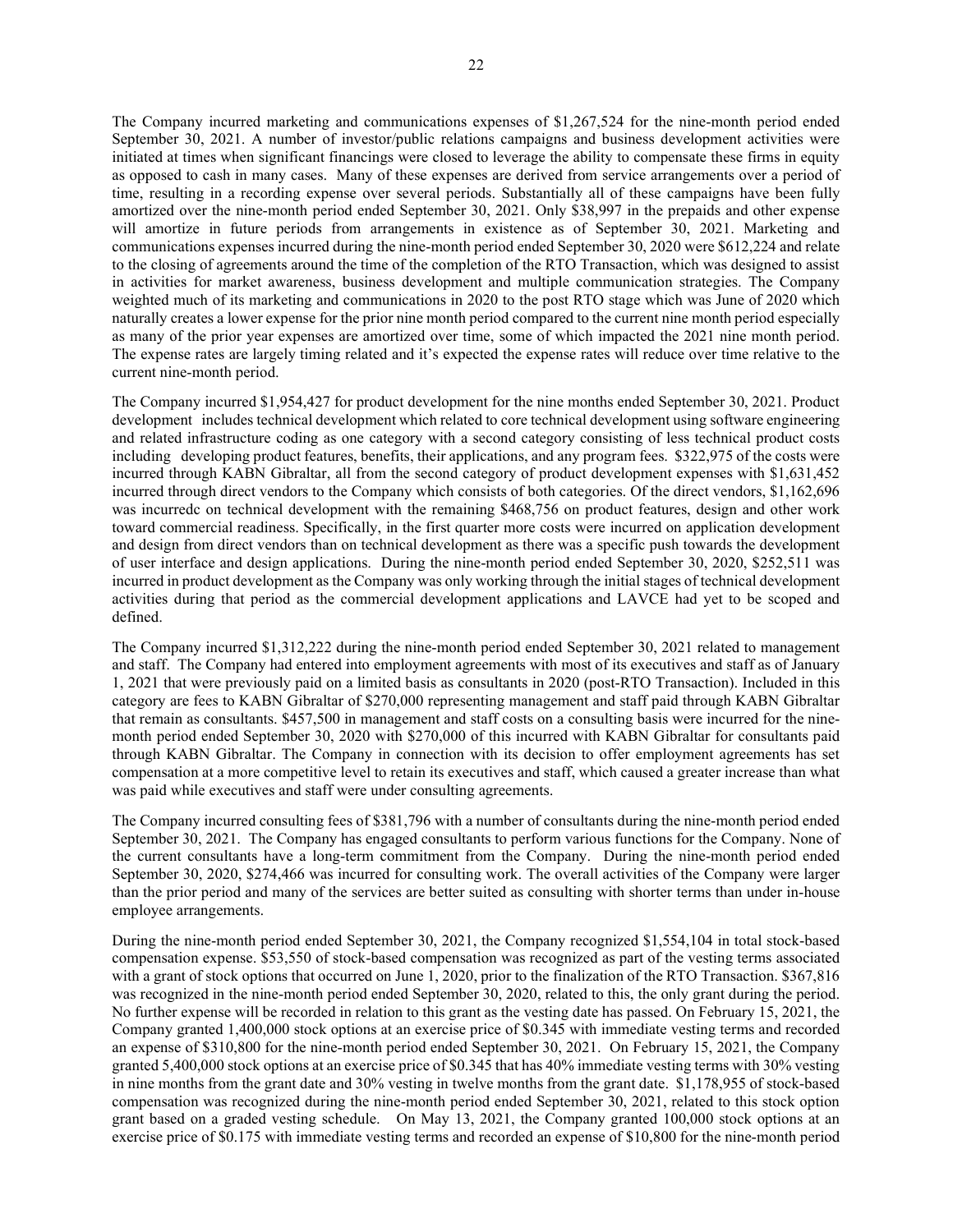The Company incurred marketing and communications expenses of $1,267,524 for the nine-month period ended September 30, 2021. A number of investor/public relations campaigns and business development activities were initiated at times when significant financings were closed to leverage the ability to compensate these firms in equity as opposed to cash in many cases. Many of these expenses are derived from service arrangements over a period of time, resulting in a recording expense over several periods. Substantially all of these campaigns have been fully amortized over the nine-month period ended September 30, 2021. Only $38,997 in the prepaids and other expense will amortize in future periods from arrangements in existence as of September 30, 2021. Marketing and communications expenses incurred during the nine-month period ended September 30, 2020 were $612,224 and relate to the closing of agreements around the time of the completion of the RTO Transaction, which was designed to assist in activities for market awareness, business development and multiple communication strategies. The Company weighted much of its marketing and communications in 2020 to the post RTO stage which was June of 2020 which naturally creates a lower expense for the prior nine month period compared to the current nine month period especially as many of the prior year expenses are amortized over time, some of which impacted the 2021 nine month period. The expense rates are largely timing related and it's expected the expense rates will reduce over time relative to the current nine-month period.

The Company incurred $1,954,427 for product development for the nine months ended September 30, 2021. Product development includes technical development which related to core technical development using software engineering and related infrastructure coding as one category with a second category consisting of less technical product costs including developing product features, benefits, their applications, and any program fees. $322,975 of the costs were incurred through KABN Gibraltar, all from the second category of product development expenses with $1,631,452 incurred through direct vendors to the Company which consists of both categories. Of the direct vendors, $1,162,696 was incurredc on technical development with the remaining $468,756 on product features, design and other work toward commercial readiness. Specifically, in the first quarter more costs were incurred on application development and design from direct vendors than on technical development as there was a specific push towards the development of user interface and design applications. During the nine-month period ended September 30, 2020, $252,511 was incurred in product development as the Company was only working through the initial stages of technical development activities during that period as the commercial development applications and LAVCE had yet to be scoped and defined.

The Company incurred $1,312,222 during the nine-month period ended September 30, 2021 related to management and staff. The Company had entered into employment agreements with most of its executives and staff as of January 1, 2021 that were previously paid on a limited basis as consultants in 2020 (post-RTO Transaction). Included in this category are fees to KABN Gibraltar of $270,000 representing management and staff paid through KABN Gibraltar that remain as consultants. $457,500 in management and staff costs on a consulting basis were incurred for the nine-month period ended September 30, 2020 with $270,000 of this incurred with KABN Gibraltar for consultants paid through KABN Gibraltar. The Company in connection with its decision to offer employment agreements has set compensation at a more competitive level to retain its executives and staff, which caused a greater increase than what was paid while executives and staff were under consulting agreements.

The Company incurred consulting fees of $381,796 with a number of consultants during the nine-month period ended September 30, 2021. The Company has engaged consultants to perform various functions for the Company. None of the current consultants have a long-term commitment from the Company. During the nine-month period ended September 30, 2020, $274,466 was incurred for consulting work. The overall activities of the Company were larger than the prior period and many of the services are better suited as consulting with shorter terms than under in-house employee arrangements.

During the nine-month period ended September 30, 2021, the Company recognized $1,554,104 in total stock-based compensation expense. $53,550 of stock-based compensation was recognized as part of the vesting terms associated with a grant of stock options that occurred on June 1, 2020, prior to the finalization of the RTO Transaction. $367,816 was recognized in the nine-month period ended September 30, 2020, related to this, the only grant during the period. No further expense will be recorded in relation to this grant as the vesting date has passed. On February 15, 2021, the Company granted 1,400,000 stock options at an exercise price of $0.345 with immediate vesting terms and recorded an expense of $310,800 for the nine-month period ended September 30, 2021. On February 15, 2021, the Company granted 5,400,000 stock options at an exercise price of $0.345 that has 40% immediate vesting terms with 30% vesting in nine months from the grant date and 30% vesting in twelve months from the grant date. $1,178,955 of stock-based compensation was recognized during the nine-month period ended September 30, 2021, related to this stock option grant based on a graded vesting schedule. On May 13, 2021, the Company granted 100,000 stock options at an exercise price of $0.175 with immediate vesting terms and recorded an expense of $10,800 for the nine-month period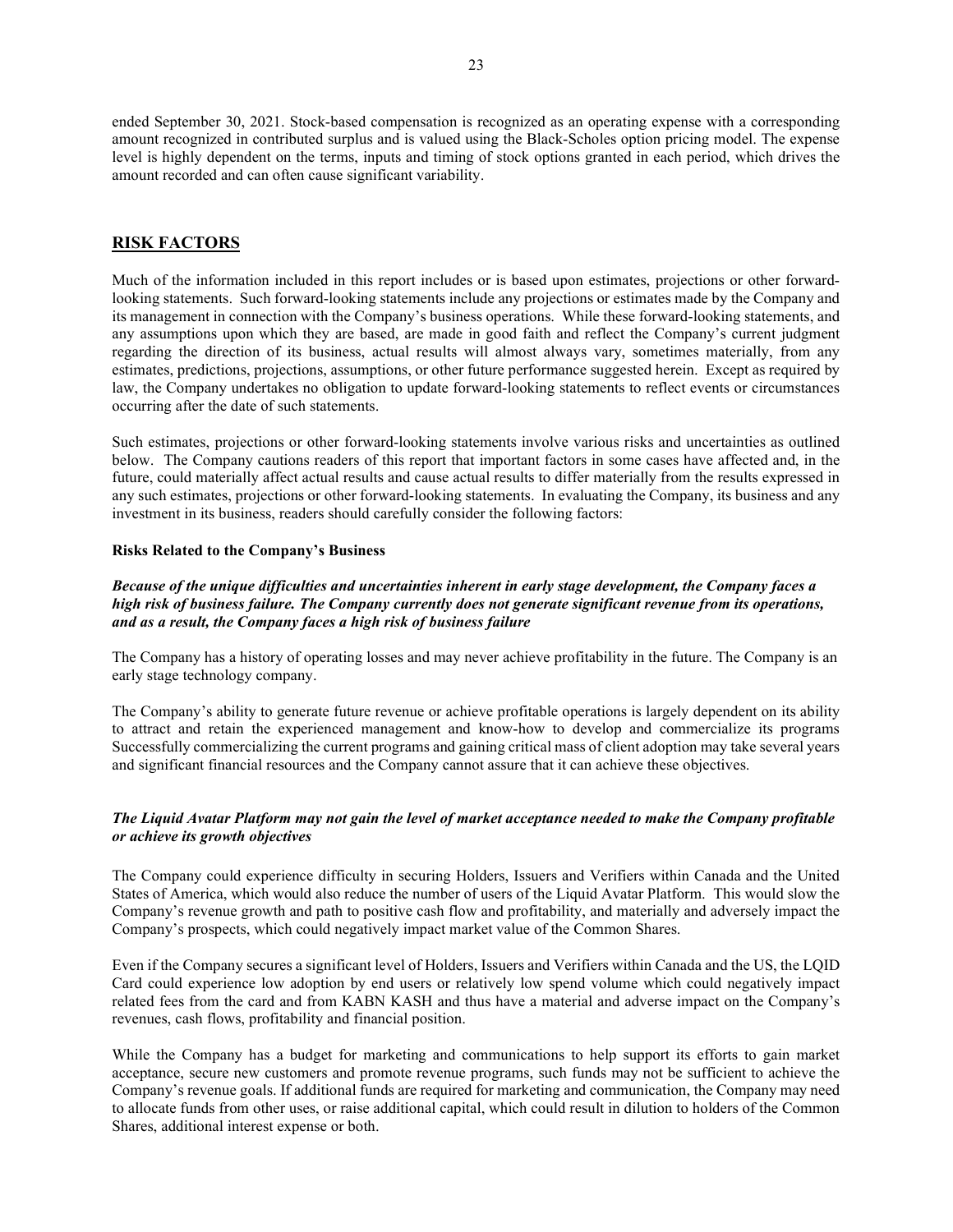ended September 30, 2021. Stock-based compensation is recognized as an operating expense with a corresponding amount recognized in contributed surplus and is valued using the Black-Scholes option pricing model. The expense level is highly dependent on the terms, inputs and timing of stock options granted in each period, which drives the amount recorded and can often cause significant variability.

## RISK FACTORS

Much of the information included in this report includes or is based upon estimates, projections or other forward-looking statements. Such forward-looking statements include any projections or estimates made by the Company and its management in connection with the Company's business operations. While these forward-looking statements, and any assumptions upon which they are based, are made in good faith and reflect the Company's current judgment regarding the direction of its business, actual results will almost always vary, sometimes materially, from any estimates, predictions, projections, assumptions, or other future performance suggested herein. Except as required by law, the Company undertakes no obligation to update forward-looking statements to reflect events or circumstances occurring after the date of such statements.

Such estimates, projections or other forward-looking statements involve various risks and uncertainties as outlined below. The Company cautions readers of this report that important factors in some cases have affected and, in the future, could materially affect actual results and cause actual results to differ materially from the results expressed in any such estimates, projections or other forward-looking statements. In evaluating the Company, its business and any investment in its business, readers should carefully consider the following factors:

**Risks Related to the Company's Business**

***Because of the unique difficulties and uncertainties inherent in early stage development, the Company faces a high risk of business failure. The Company currently does not generate significant revenue from its operations, and as a result, the Company faces a high risk of business failure***

The Company has a history of operating losses and may never achieve profitability in the future. The Company is an early stage technology company.

The Company's ability to generate future revenue or achieve profitable operations is largely dependent on its ability to attract and retain the experienced management and know-how to develop and commercialize its programs Successfully commercializing the current programs and gaining critical mass of client adoption may take several years and significant financial resources and the Company cannot assure that it can achieve these objectives.

***The Liquid Avatar Platform may not gain the level of market acceptance needed to make the Company profitable or achieve its growth objectives***

The Company could experience difficulty in securing Holders, Issuers and Verifiers within Canada and the United States of America, which would also reduce the number of users of the Liquid Avatar Platform. This would slow the Company's revenue growth and path to positive cash flow and profitability, and materially and adversely impact the Company's prospects, which could negatively impact market value of the Common Shares.

Even if the Company secures a significant level of Holders, Issuers and Verifiers within Canada and the US, the LQID Card could experience low adoption by end users or relatively low spend volume which could negatively impact related fees from the card and from KABN KASH and thus have a material and adverse impact on the Company's revenues, cash flows, profitability and financial position.

While the Company has a budget for marketing and communications to help support its efforts to gain market acceptance, secure new customers and promote revenue programs, such funds may not be sufficient to achieve the Company's revenue goals. If additional funds are required for marketing and communication, the Company may need to allocate funds from other uses, or raise additional capital, which could result in dilution to holders of the Common Shares, additional interest expense or both.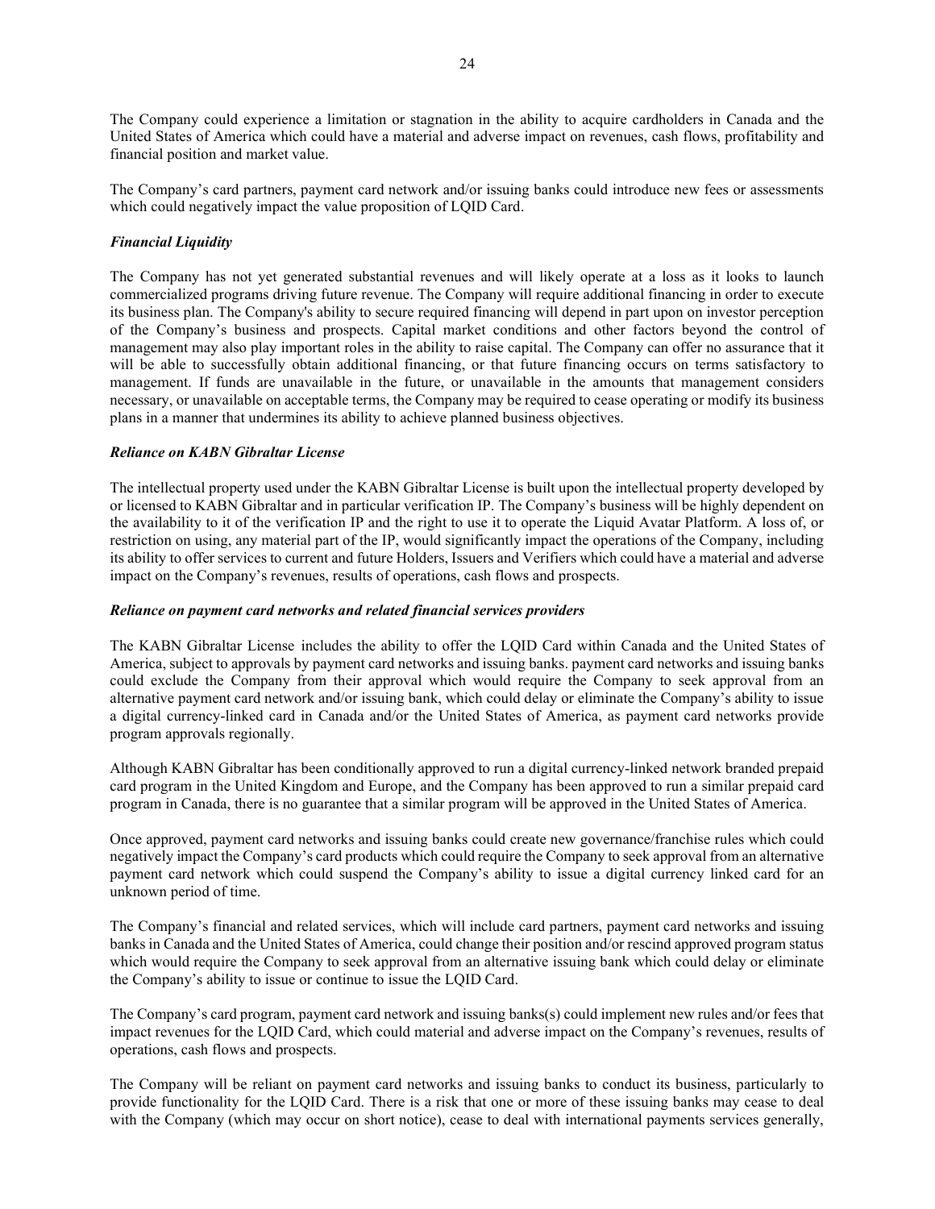The Company could experience a limitation or stagnation in the ability to acquire cardholders in Canada and the United States of America which could have a material and adverse impact on revenues, cash flows, profitability and financial position and market value.

The Company's card partners, payment card network and/or issuing banks could introduce new fees or assessments which could negatively impact the value proposition of LQID Card.

***Financial Liquidity***

The Company has not yet generated substantial revenues and will likely operate at a loss as it looks to launch commercialized programs driving future revenue. The Company will require additional financing in order to execute its business plan. The Company's ability to secure required financing will depend in part upon on investor perception of the Company's business and prospects. Capital market conditions and other factors beyond the control of management may also play important roles in the ability to raise capital. The Company can offer no assurance that it will be able to successfully obtain additional financing, or that future financing occurs on terms satisfactory to management. If funds are unavailable in the future, or unavailable in the amounts that management considers necessary, or unavailable on acceptable terms, the Company may be required to cease operating or modify its business plans in a manner that undermines its ability to achieve planned business objectives.

***Reliance on KABN Gibraltar License***

The intellectual property used under the KABN Gibraltar License is built upon the intellectual property developed by or licensed to KABN Gibraltar and in particular verification IP. The Company's business will be highly dependent on the availability to it of the verification IP and the right to use it to operate the Liquid Avatar Platform. A loss of, or restriction on using, any material part of the IP, would significantly impact the operations of the Company, including its ability to offer services to current and future Holders, Issuers and Verifiers which could have a material and adverse impact on the Company's revenues, results of operations, cash flows and prospects.

***Reliance on payment card networks and related financial services providers***

The KABN Gibraltar License includes the ability to offer the LQID Card within Canada and the United States of America, subject to approvals by payment card networks and issuing banks. payment card networks and issuing banks could exclude the Company from their approval which would require the Company to seek approval from an alternative payment card network and/or issuing bank, which could delay or eliminate the Company's ability to issue a digital currency-linked card in Canada and/or the United States of America, as payment card networks provide program approvals regionally.

Although KABN Gibraltar has been conditionally approved to run a digital currency-linked network branded prepaid card program in the United Kingdom and Europe, and the Company has been approved to run a similar prepaid card program in Canada, there is no guarantee that a similar program will be approved in the United States of America.

Once approved, payment card networks and issuing banks could create new governance/franchise rules which could negatively impact the Company's card products which could require the Company to seek approval from an alternative payment card network which could suspend the Company's ability to issue a digital currency linked card for an unknown period of time.

The Company's financial and related services, which will include card partners, payment card networks and issuing banks in Canada and the United States of America, could change their position and/or rescind approved program status which would require the Company to seek approval from an alternative issuing bank which could delay or eliminate the Company's ability to issue or continue to issue the LQID Card.

The Company's card program, payment card network and issuing banks(s) could implement new rules and/or fees that impact revenues for the LQID Card, which could material and adverse impact on the Company's revenues, results of operations, cash flows and prospects.

The Company will be reliant on payment card networks and issuing banks to conduct its business, particularly to provide functionality for the LQID Card. There is a risk that one or more of these issuing banks may cease to deal with the Company (which may occur on short notice), cease to deal with international payments services generally,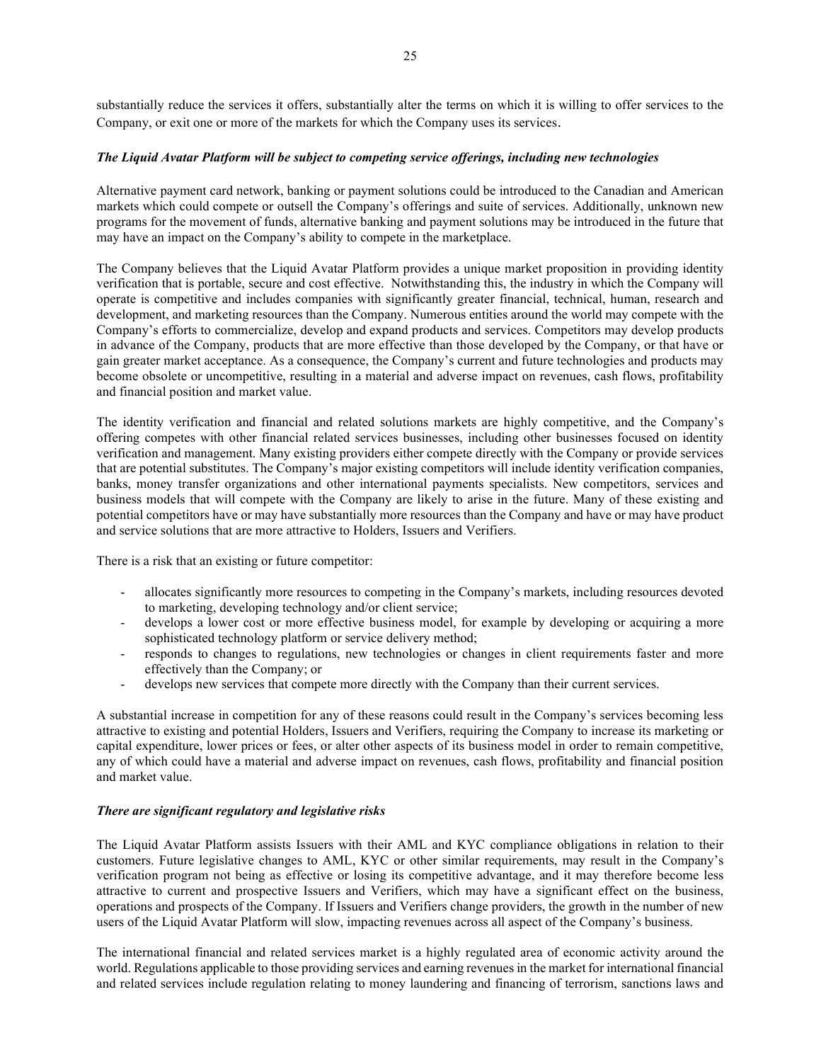substantially reduce the services it offers, substantially alter the terms on which it is willing to offer services to the Company, or exit one or more of the markets for which the Company uses its services.

***The Liquid Avatar Platform will be subject to competing service offerings, including new technologies***

Alternative payment card network, banking or payment solutions could be introduced to the Canadian and American markets which could compete or outsell the Company's offerings and suite of services. Additionally, unknown new programs for the movement of funds, alternative banking and payment solutions may be introduced in the future that may have an impact on the Company's ability to compete in the marketplace.

The Company believes that the Liquid Avatar Platform provides a unique market proposition in providing identity verification that is portable, secure and cost effective. Notwithstanding this, the industry in which the Company will operate is competitive and includes companies with significantly greater financial, technical, human, research and development, and marketing resources than the Company. Numerous entities around the world may compete with the Company's efforts to commercialize, develop and expand products and services. Competitors may develop products in advance of the Company, products that are more effective than those developed by the Company, or that have or gain greater market acceptance. As a consequence, the Company's current and future technologies and products may become obsolete or uncompetitive, resulting in a material and adverse impact on revenues, cash flows, profitability and financial position and market value.

The identity verification and financial and related solutions markets are highly competitive, and the Company's offering competes with other financial related services businesses, including other businesses focused on identity verification and management. Many existing providers either compete directly with the Company or provide services that are potential substitutes. The Company's major existing competitors will include identity verification companies, banks, money transfer organizations and other international payments specialists. New competitors, services and business models that will compete with the Company are likely to arise in the future. Many of these existing and potential competitors have or may have substantially more resources than the Company and have or may have product and service solutions that are more attractive to Holders, Issuers and Verifiers.

There is a risk that an existing or future competitor:

- allocates significantly more resources to competing in the Company's markets, including resources devoted to marketing, developing technology and/or client service;
- develops a lower cost or more effective business model, for example by developing or acquiring a more sophisticated technology platform or service delivery method;
- responds to changes to regulations, new technologies or changes in client requirements faster and more effectively than the Company; or
- develops new services that compete more directly with the Company than their current services.

A substantial increase in competition for any of these reasons could result in the Company's services becoming less attractive to existing and potential Holders, Issuers and Verifiers, requiring the Company to increase its marketing or capital expenditure, lower prices or fees, or alter other aspects of its business model in order to remain competitive, any of which could have a material and adverse impact on revenues, cash flows, profitability and financial position and market value.

***There are significant regulatory and legislative risks***

The Liquid Avatar Platform assists Issuers with their AML and KYC compliance obligations in relation to their customers. Future legislative changes to AML, KYC or other similar requirements, may result in the Company's verification program not being as effective or losing its competitive advantage, and it may therefore become less attractive to current and prospective Issuers and Verifiers, which may have a significant effect on the business, operations and prospects of the Company. If Issuers and Verifiers change providers, the growth in the number of new users of the Liquid Avatar Platform will slow, impacting revenues across all aspect of the Company's business.

The international financial and related services market is a highly regulated area of economic activity around the world. Regulations applicable to those providing services and earning revenues in the market for international financial and related services include regulation relating to money laundering and financing of terrorism, sanctions laws and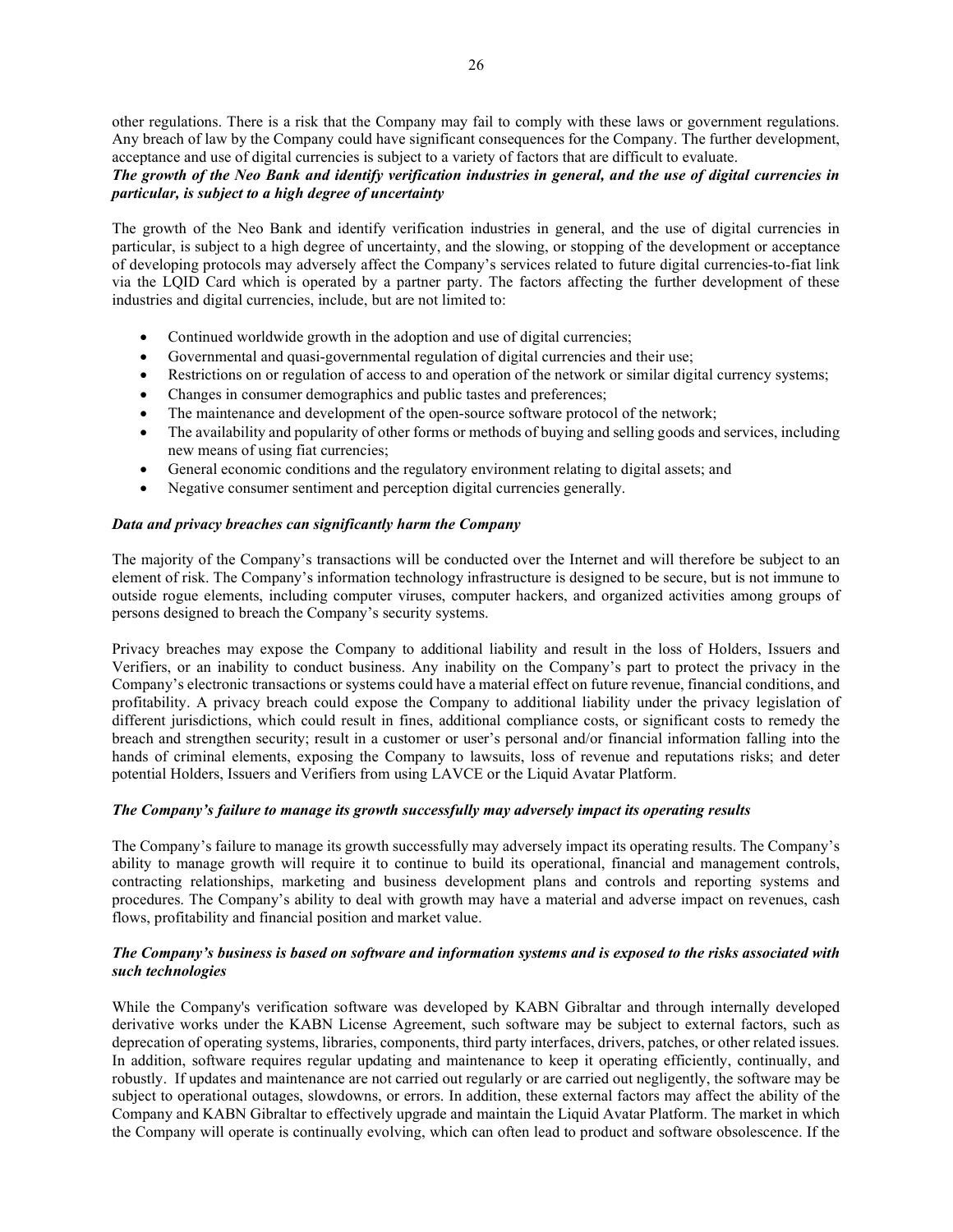other regulations. There is a risk that the Company may fail to comply with these laws or government regulations. Any breach of law by the Company could have significant consequences for the Company. The further development, acceptance and use of digital currencies is subject to a variety of factors that are difficult to evaluate.

***The growth of the Neo Bank and identify verification industries in general, and the use of digital currencies in particular, is subject to a high degree of uncertainty***

The growth of the Neo Bank and identify verification industries in general, and the use of digital currencies in particular, is subject to a high degree of uncertainty, and the slowing, or stopping of the development or acceptance of developing protocols may adversely affect the Company's services related to future digital currencies-to-fiat link via the LQID Card which is operated by a partner party. The factors affecting the further development of these industries and digital currencies, include, but are not limited to:

- Continued worldwide growth in the adoption and use of digital currencies;
- Governmental and quasi-governmental regulation of digital currencies and their use;
- Restrictions on or regulation of access to and operation of the network or similar digital currency systems;
- Changes in consumer demographics and public tastes and preferences;
- The maintenance and development of the open-source software protocol of the network;
- The availability and popularity of other forms or methods of buying and selling goods and services, including new means of using fiat currencies;
- General economic conditions and the regulatory environment relating to digital assets; and
- Negative consumer sentiment and perception digital currencies generally.

***Data and privacy breaches can significantly harm the Company***

The majority of the Company's transactions will be conducted over the Internet and will therefore be subject to an element of risk. The Company's information technology infrastructure is designed to be secure, but is not immune to outside rogue elements, including computer viruses, computer hackers, and organized activities among groups of persons designed to breach the Company's security systems.

Privacy breaches may expose the Company to additional liability and result in the loss of Holders, Issuers and Verifiers, or an inability to conduct business. Any inability on the Company's part to protect the privacy in the Company's electronic transactions or systems could have a material effect on future revenue, financial conditions, and profitability. A privacy breach could expose the Company to additional liability under the privacy legislation of different jurisdictions, which could result in fines, additional compliance costs, or significant costs to remedy the breach and strengthen security; result in a customer or user's personal and/or financial information falling into the hands of criminal elements, exposing the Company to lawsuits, loss of revenue and reputations risks; and deter potential Holders, Issuers and Verifiers from using LAVCE or the Liquid Avatar Platform.

***The Company's failure to manage its growth successfully may adversely impact its operating results***

The Company's failure to manage its growth successfully may adversely impact its operating results. The Company's ability to manage growth will require it to continue to build its operational, financial and management controls, contracting relationships, marketing and business development plans and controls and reporting systems and procedures. The Company's ability to deal with growth may have a material and adverse impact on revenues, cash flows, profitability and financial position and market value.

***The Company's business is based on software and information systems and is exposed to the risks associated with such technologies***

While the Company's verification software was developed by KABN Gibraltar and through internally developed derivative works under the KABN License Agreement, such software may be subject to external factors, such as deprecation of operating systems, libraries, components, third party interfaces, drivers, patches, or other related issues. In addition, software requires regular updating and maintenance to keep it operating efficiently, continually, and robustly. If updates and maintenance are not carried out regularly or are carried out negligently, the software may be subject to operational outages, slowdowns, or errors. In addition, these external factors may affect the ability of the Company and KABN Gibraltar to effectively upgrade and maintain the Liquid Avatar Platform. The market in which the Company will operate is continually evolving, which can often lead to product and software obsolescence. If the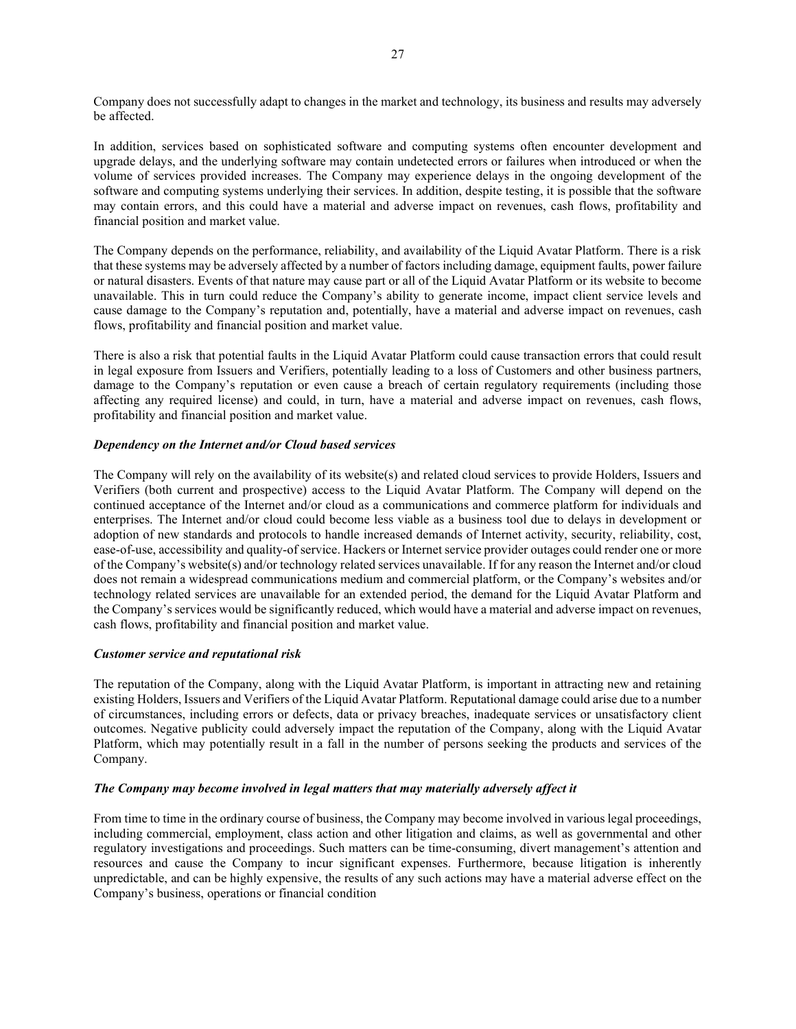Company does not successfully adapt to changes in the market and technology, its business and results may adversely be affected.

In addition, services based on sophisticated software and computing systems often encounter development and upgrade delays, and the underlying software may contain undetected errors or failures when introduced or when the volume of services provided increases. The Company may experience delays in the ongoing development of the software and computing systems underlying their services. In addition, despite testing, it is possible that the software may contain errors, and this could have a material and adverse impact on revenues, cash flows, profitability and financial position and market value.

The Company depends on the performance, reliability, and availability of the Liquid Avatar Platform. There is a risk that these systems may be adversely affected by a number of factors including damage, equipment faults, power failure or natural disasters. Events of that nature may cause part or all of the Liquid Avatar Platform or its website to become unavailable. This in turn could reduce the Company's ability to generate income, impact client service levels and cause damage to the Company's reputation and, potentially, have a material and adverse impact on revenues, cash flows, profitability and financial position and market value.

There is also a risk that potential faults in the Liquid Avatar Platform could cause transaction errors that could result in legal exposure from Issuers and Verifiers, potentially leading to a loss of Customers and other business partners, damage to the Company's reputation or even cause a breach of certain regulatory requirements (including those affecting any required license) and could, in turn, have a material and adverse impact on revenues, cash flows, profitability and financial position and market value.

***Dependency on the Internet and/or Cloud based services***

The Company will rely on the availability of its website(s) and related cloud services to provide Holders, Issuers and Verifiers (both current and prospective) access to the Liquid Avatar Platform. The Company will depend on the continued acceptance of the Internet and/or cloud as a communications and commerce platform for individuals and enterprises. The Internet and/or cloud could become less viable as a business tool due to delays in development or adoption of new standards and protocols to handle increased demands of Internet activity, security, reliability, cost, ease-of-use, accessibility and quality-of service. Hackers or Internet service provider outages could render one or more of the Company's website(s) and/or technology related services unavailable. If for any reason the Internet and/or cloud does not remain a widespread communications medium and commercial platform, or the Company's websites and/or technology related services are unavailable for an extended period, the demand for the Liquid Avatar Platform and the Company's services would be significantly reduced, which would have a material and adverse impact on revenues, cash flows, profitability and financial position and market value.

***Customer service and reputational risk***

The reputation of the Company, along with the Liquid Avatar Platform, is important in attracting new and retaining existing Holders, Issuers and Verifiers of the Liquid Avatar Platform. Reputational damage could arise due to a number of circumstances, including errors or defects, data or privacy breaches, inadequate services or unsatisfactory client outcomes. Negative publicity could adversely impact the reputation of the Company, along with the Liquid Avatar Platform, which may potentially result in a fall in the number of persons seeking the products and services of the Company.

***The Company may become involved in legal matters that may materially adversely affect it***

From time to time in the ordinary course of business, the Company may become involved in various legal proceedings, including commercial, employment, class action and other litigation and claims, as well as governmental and other regulatory investigations and proceedings. Such matters can be time-consuming, divert management's attention and resources and cause the Company to incur significant expenses. Furthermore, because litigation is inherently unpredictable, and can be highly expensive, the results of any such actions may have a material adverse effect on the Company's business, operations or financial condition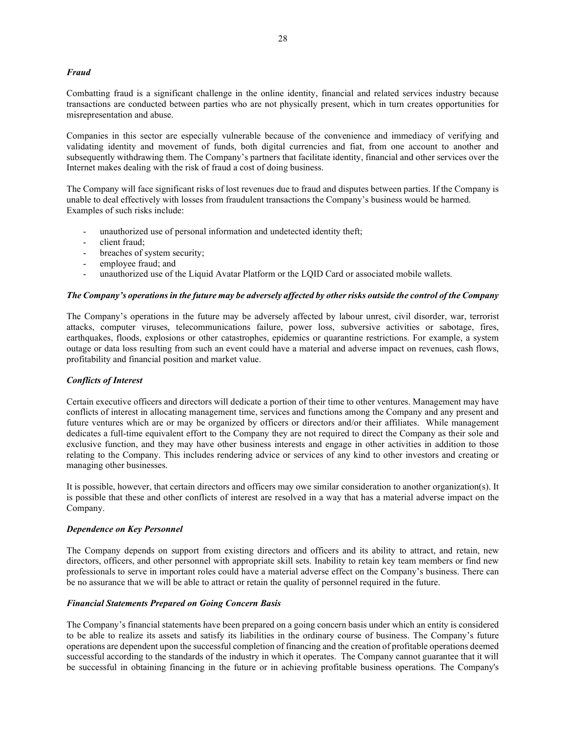***Fraud***

Combatting fraud is a significant challenge in the online identity, financial and related services industry because transactions are conducted between parties who are not physically present, which in turn creates opportunities for misrepresentation and abuse.

Companies in this sector are especially vulnerable because of the convenience and immediacy of verifying and validating identity and movement of funds, both digital currencies and fiat, from one account to another and subsequently withdrawing them. The Company's partners that facilitate identity, financial and other services over the Internet makes dealing with the risk of fraud a cost of doing business.

The Company will face significant risks of lost revenues due to fraud and disputes between parties. If the Company is unable to deal effectively with losses from fraudulent transactions the Company's business would be harmed. Examples of such risks include:

- unauthorized use of personal information and undetected identity theft;
- client fraud;
- breaches of system security;
- employee fraud; and
- unauthorized use of the Liquid Avatar Platform or the LQID Card or associated mobile wallets.

***The Company's operations in the future may be adversely affected by other risks outside the control of the Company***

The Company's operations in the future may be adversely affected by labour unrest, civil disorder, war, terrorist attacks, computer viruses, telecommunications failure, power loss, subversive activities or sabotage, fires, earthquakes, floods, explosions or other catastrophes, epidemics or quarantine restrictions. For example, a system outage or data loss resulting from such an event could have a material and adverse impact on revenues, cash flows, profitability and financial position and market value.

***Conflicts of Interest***

Certain executive officers and directors will dedicate a portion of their time to other ventures. Management may have conflicts of interest in allocating management time, services and functions among the Company and any present and future ventures which are or may be organized by officers or directors and/or their affiliates. While management dedicates a full-time equivalent effort to the Company they are not required to direct the Company as their sole and exclusive function, and they may have other business interests and engage in other activities in addition to those relating to the Company. This includes rendering advice or services of any kind to other investors and creating or managing other businesses.

It is possible, however, that certain directors and officers may owe similar consideration to another organization(s). It is possible that these and other conflicts of interest are resolved in a way that has a material adverse impact on the Company.

***Dependence on Key Personnel***

The Company depends on support from existing directors and officers and its ability to attract, and retain, new directors, officers, and other personnel with appropriate skill sets. Inability to retain key team members or find new professionals to serve in important roles could have a material adverse effect on the Company's business. There can be no assurance that we will be able to attract or retain the quality of personnel required in the future.

***Financial Statements Prepared on Going Concern Basis***

The Company's financial statements have been prepared on a going concern basis under which an entity is considered to be able to realize its assets and satisfy its liabilities in the ordinary course of business. The Company's future operations are dependent upon the successful completion of financing and the creation of profitable operations deemed successful according to the standards of the industry in which it operates. The Company cannot guarantee that it will be successful in obtaining financing in the future or in achieving profitable business operations. The Company's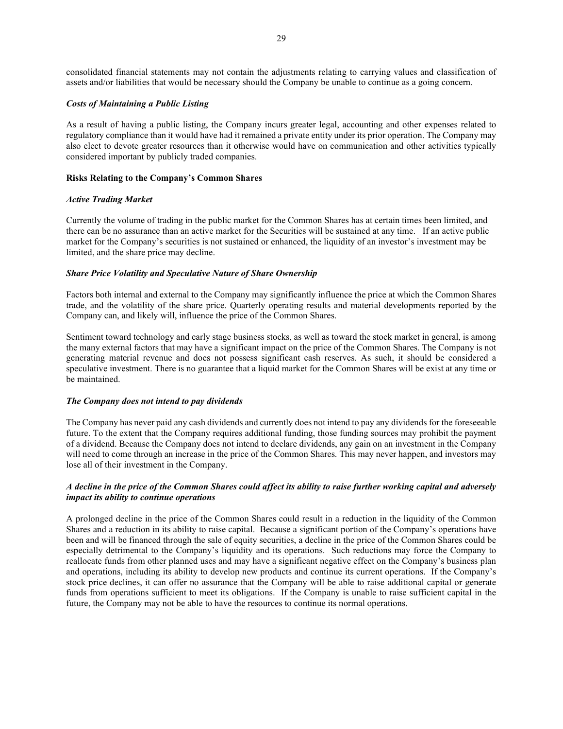consolidated financial statements may not contain the adjustments relating to carrying values and classification of assets and/or liabilities that would be necessary should the Company be unable to continue as a going concern.

***Costs of Maintaining a Public Listing***

As a result of having a public listing, the Company incurs greater legal, accounting and other expenses related to regulatory compliance than it would have had it remained a private entity under its prior operation. The Company may also elect to devote greater resources than it otherwise would have on communication and other activities typically considered important by publicly traded companies.

**Risks Relating to the Company's Common Shares**

***Active Trading Market***

Currently the volume of trading in the public market for the Common Shares has at certain times been limited, and there can be no assurance than an active market for the Securities will be sustained at any time. If an active public market for the Company's securities is not sustained or enhanced, the liquidity of an investor's investment may be limited, and the share price may decline.

***Share Price Volatility and Speculative Nature of Share Ownership***

Factors both internal and external to the Company may significantly influence the price at which the Common Shares trade, and the volatility of the share price. Quarterly operating results and material developments reported by the Company can, and likely will, influence the price of the Common Shares.

Sentiment toward technology and early stage business stocks, as well as toward the stock market in general, is among the many external factors that may have a significant impact on the price of the Common Shares. The Company is not generating material revenue and does not possess significant cash reserves. As such, it should be considered a speculative investment. There is no guarantee that a liquid market for the Common Shares will be exist at any time or be maintained.

***The Company does not intend to pay dividends***

The Company has never paid any cash dividends and currently does not intend to pay any dividends for the foreseeable future. To the extent that the Company requires additional funding, those funding sources may prohibit the payment of a dividend. Because the Company does not intend to declare dividends, any gain on an investment in the Company will need to come through an increase in the price of the Common Shares. This may never happen, and investors may lose all of their investment in the Company.

***A decline in the price of the Common Shares could affect its ability to raise further working capital and adversely impact its ability to continue operations***

A prolonged decline in the price of the Common Shares could result in a reduction in the liquidity of the Common Shares and a reduction in its ability to raise capital. Because a significant portion of the Company's operations have been and will be financed through the sale of equity securities, a decline in the price of the Common Shares could be especially detrimental to the Company's liquidity and its operations. Such reductions may force the Company to reallocate funds from other planned uses and may have a significant negative effect on the Company's business plan and operations, including its ability to develop new products and continue its current operations. If the Company's stock price declines, it can offer no assurance that the Company will be able to raise additional capital or generate funds from operations sufficient to meet its obligations. If the Company is unable to raise sufficient capital in the future, the Company may not be able to have the resources to continue its normal operations.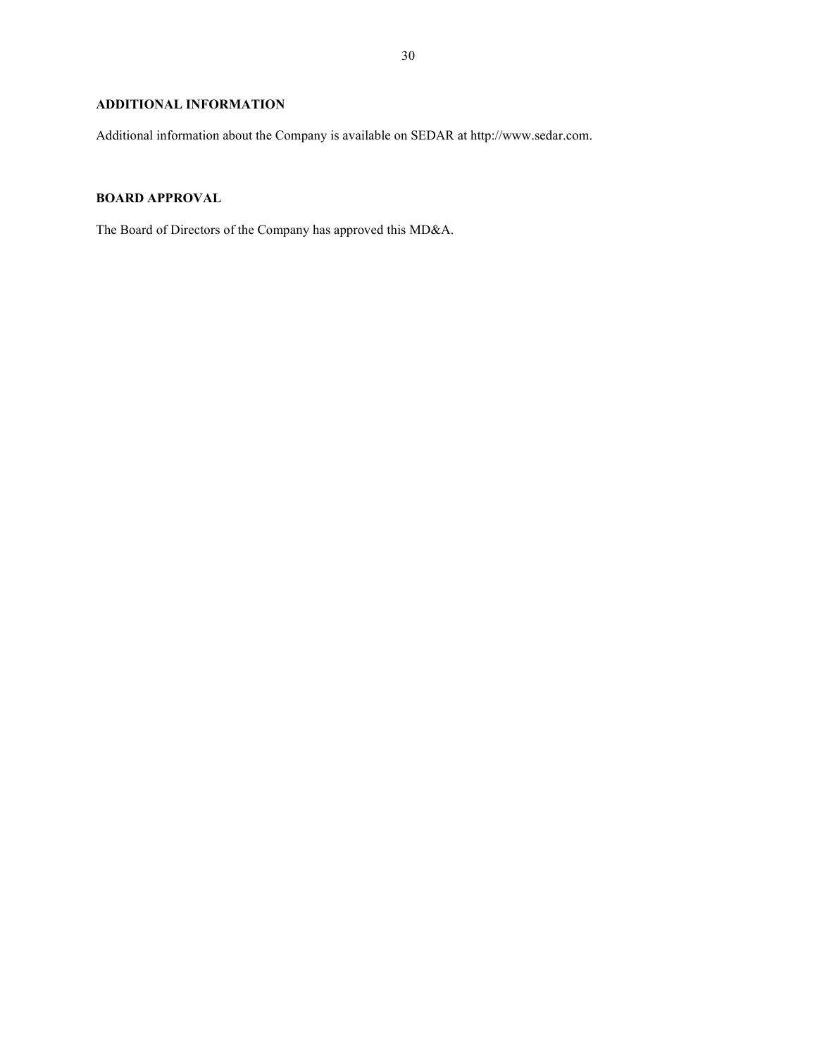## ADDITIONAL INFORMATION

Additional information about the Company is available on SEDAR at http://www.sedar.com.

## BOARD APPROVAL

The Board of Directors of the Company has approved this MD&A.